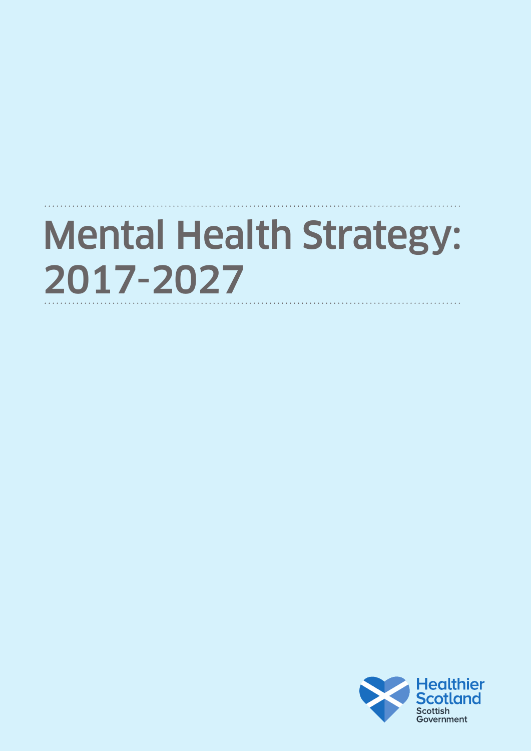# Mental Health Strategy: 2017-2027

Healthier Scotland
Scottish Government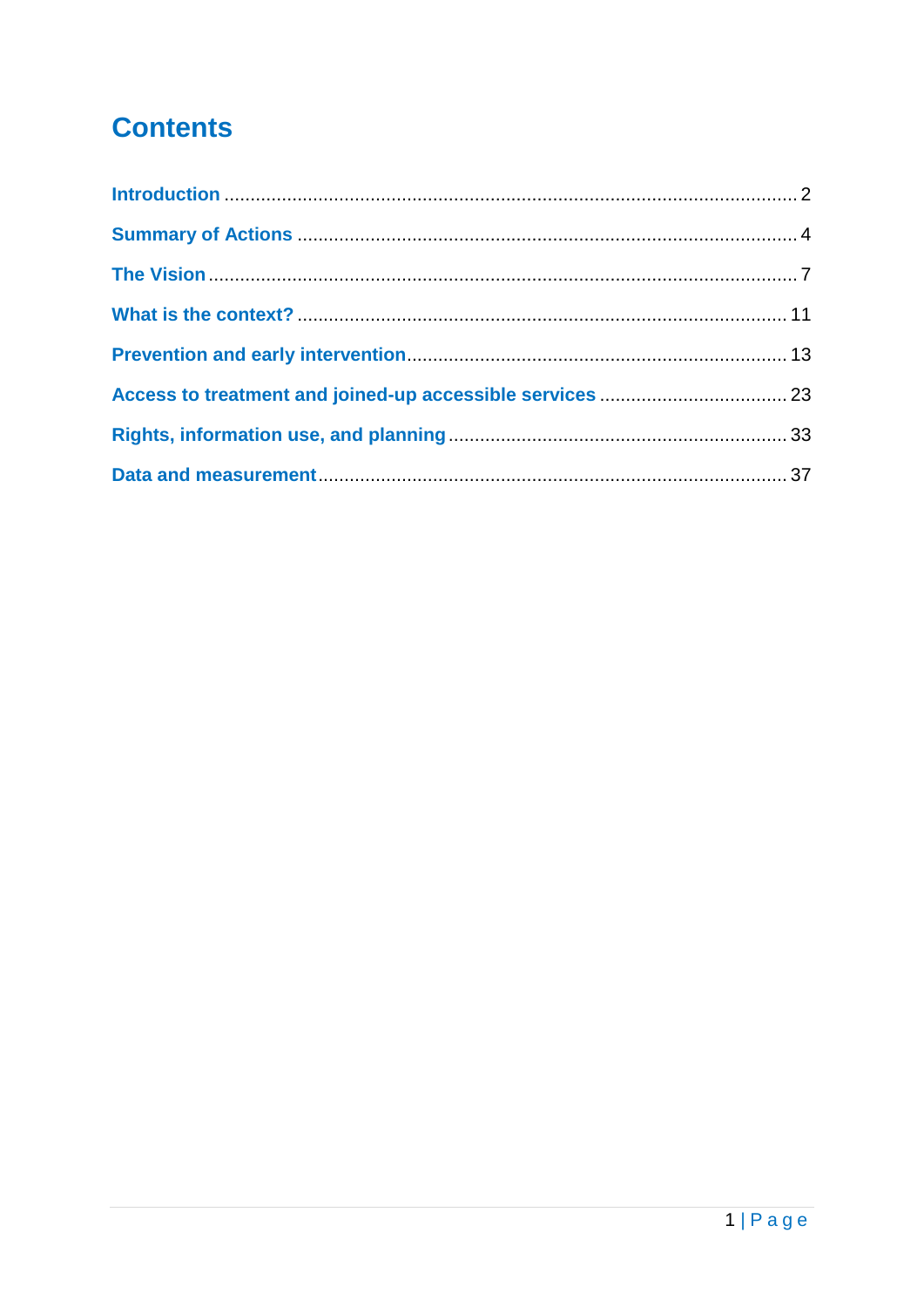# Contents

- Introduction ..... 2
- Summary of Actions ..... 4
- The Vision ..... 7
- What is the context? ..... 11
- Prevention and early intervention ..... 13
- Access to treatment and joined-up accessible services ..... 23
- Rights, information use, and planning ..... 33
- Data and measurement ..... 37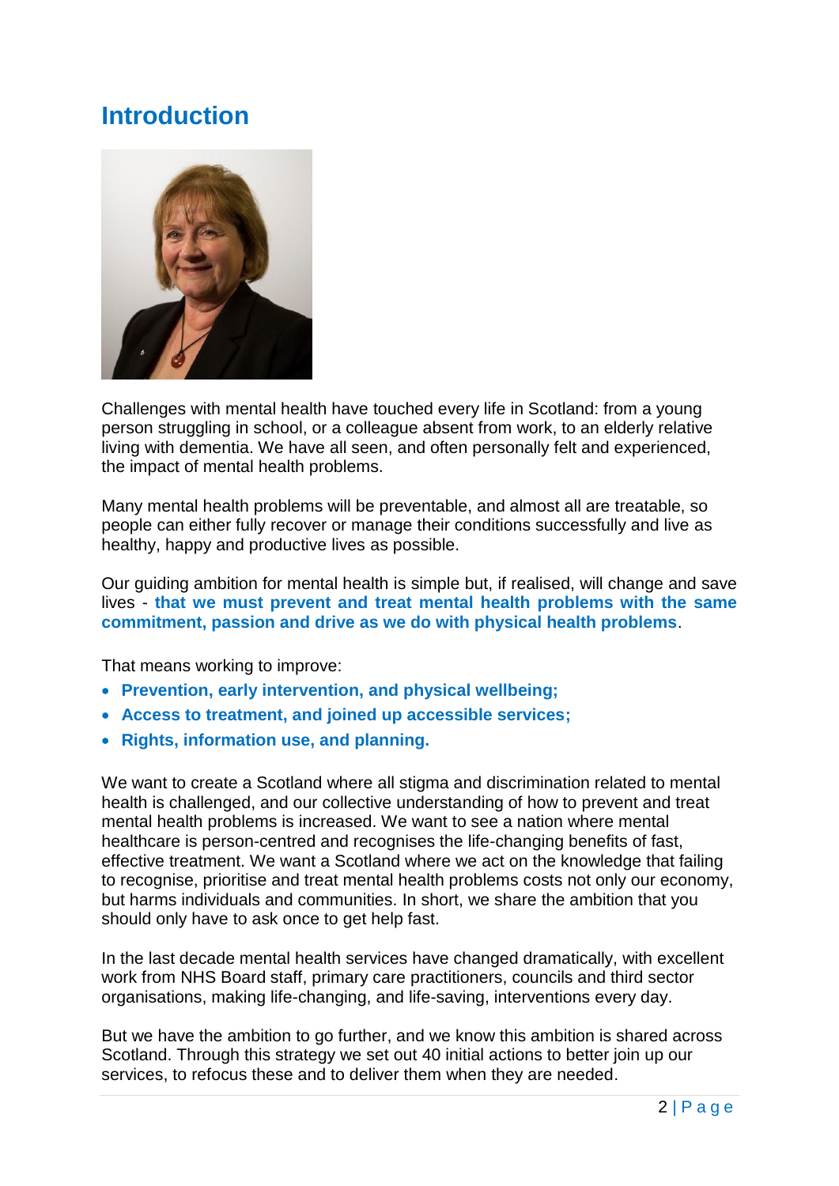## Introduction

Challenges with mental health have touched every life in Scotland: from a young person struggling in school, or a colleague absent from work, to an elderly relative living with dementia. We have all seen, and often personally felt and experienced, the impact of mental health problems.

Many mental health problems will be preventable, and almost all are treatable, so people can either fully recover or manage their conditions successfully and live as healthy, happy and productive lives as possible.

Our guiding ambition for mental health is simple but, if realised, will change and save lives - **that we must prevent and treat mental health problems with the same commitment, passion and drive as we do with physical health problems**.

That means working to improve:

- **Prevention, early intervention, and physical wellbeing;**
- **Access to treatment, and joined up accessible services;**
- **Rights, information use, and planning.**

We want to create a Scotland where all stigma and discrimination related to mental health is challenged, and our collective understanding of how to prevent and treat mental health problems is increased. We want to see a nation where mental healthcare is person-centred and recognises the life-changing benefits of fast, effective treatment. We want a Scotland where we act on the knowledge that failing to recognise, prioritise and treat mental health problems costs not only our economy, but harms individuals and communities. In short, we share the ambition that you should only have to ask once to get help fast.

In the last decade mental health services have changed dramatically, with excellent work from NHS Board staff, primary care practitioners, councils and third sector organisations, making life-changing, and life-saving, interventions every day.

But we have the ambition to go further, and we know this ambition is shared across Scotland. Through this strategy we set out 40 initial actions to better join up our services, to refocus these and to deliver them when they are needed.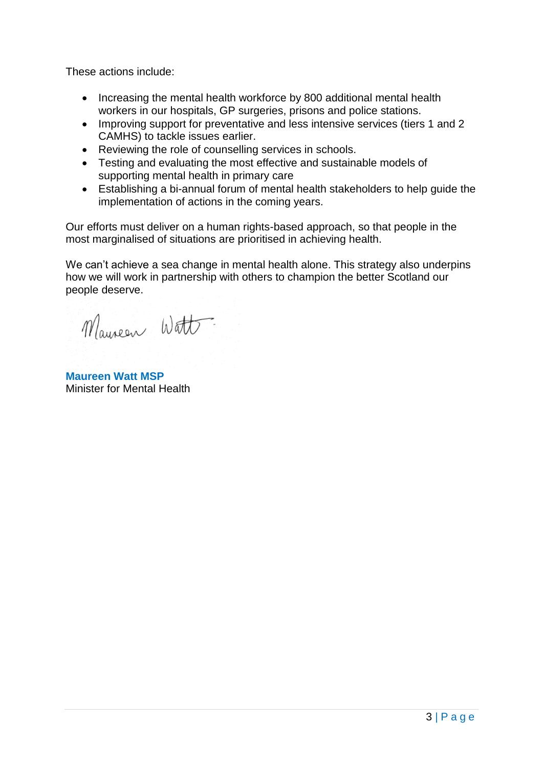These actions include:

- Increasing the mental health workforce by 800 additional mental health workers in our hospitals, GP surgeries, prisons and police stations.
- Improving support for preventative and less intensive services (tiers 1 and 2 CAMHS) to tackle issues earlier.
- Reviewing the role of counselling services in schools.
- Testing and evaluating the most effective and sustainable models of supporting mental health in primary care
- Establishing a bi-annual forum of mental health stakeholders to help guide the implementation of actions in the coming years.

Our efforts must deliver on a human rights-based approach, so that people in the most marginalised of situations are prioritised in achieving health.

We can't achieve a sea change in mental health alone. This strategy also underpins how we will work in partnership with others to champion the better Scotland our people deserve.

**Maureen Watt MSP**
Minister for Mental Health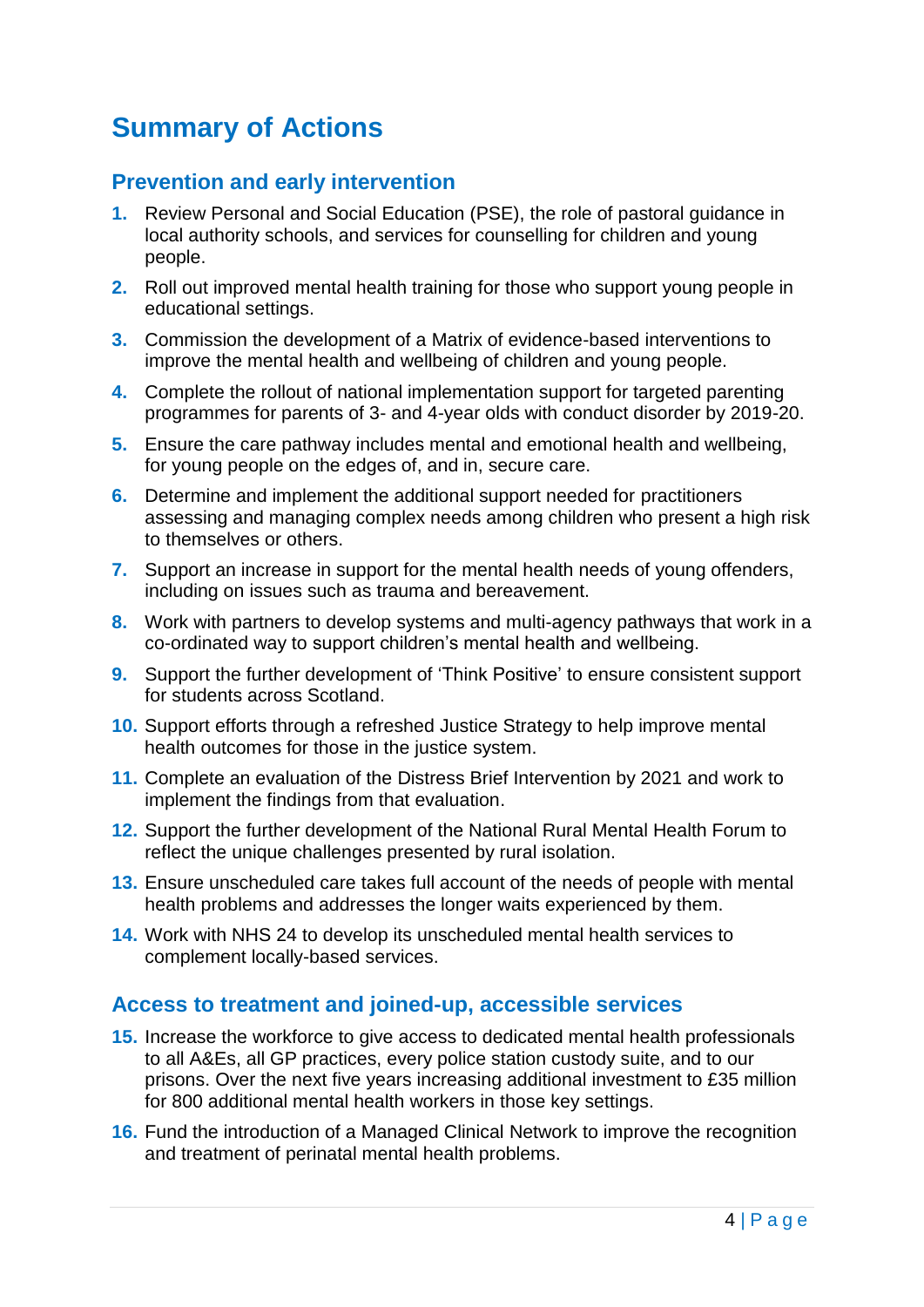# Summary of Actions

## Prevention and early intervention

1. Review Personal and Social Education (PSE), the role of pastoral guidance in local authority schools, and services for counselling for children and young people.
2. Roll out improved mental health training for those who support young people in educational settings.
3. Commission the development of a Matrix of evidence-based interventions to improve the mental health and wellbeing of children and young people.
4. Complete the rollout of national implementation support for targeted parenting programmes for parents of 3- and 4-year olds with conduct disorder by 2019-20.
5. Ensure the care pathway includes mental and emotional health and wellbeing, for young people on the edges of, and in, secure care.
6. Determine and implement the additional support needed for practitioners assessing and managing complex needs among children who present a high risk to themselves or others.
7. Support an increase in support for the mental health needs of young offenders, including on issues such as trauma and bereavement.
8. Work with partners to develop systems and multi-agency pathways that work in a co-ordinated way to support children's mental health and wellbeing.
9. Support the further development of 'Think Positive' to ensure consistent support for students across Scotland.
10. Support efforts through a refreshed Justice Strategy to help improve mental health outcomes for those in the justice system.
11. Complete an evaluation of the Distress Brief Intervention by 2021 and work to implement the findings from that evaluation.
12. Support the further development of the National Rural Mental Health Forum to reflect the unique challenges presented by rural isolation.
13. Ensure unscheduled care takes full account of the needs of people with mental health problems and addresses the longer waits experienced by them.
14. Work with NHS 24 to develop its unscheduled mental health services to complement locally-based services.

## Access to treatment and joined-up, accessible services

15. Increase the workforce to give access to dedicated mental health professionals to all A&Es, all GP practices, every police station custody suite, and to our prisons. Over the next five years increasing additional investment to £35 million for 800 additional mental health workers in those key settings.
16. Fund the introduction of a Managed Clinical Network to improve the recognition and treatment of perinatal mental health problems.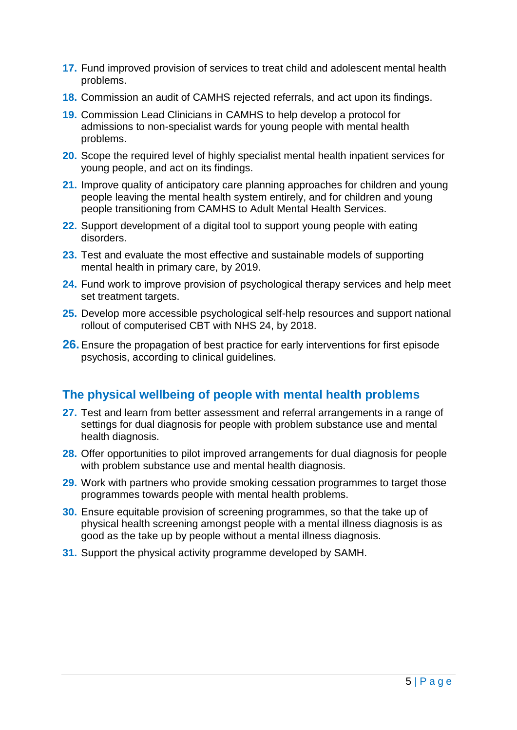17. Fund improved provision of services to treat child and adolescent mental health problems.
18. Commission an audit of CAMHS rejected referrals, and act upon its findings.
19. Commission Lead Clinicians in CAMHS to help develop a protocol for admissions to non-specialist wards for young people with mental health problems.
20. Scope the required level of highly specialist mental health inpatient services for young people, and act on its findings.
21. Improve quality of anticipatory care planning approaches for children and young people leaving the mental health system entirely, and for children and young people transitioning from CAMHS to Adult Mental Health Services.
22. Support development of a digital tool to support young people with eating disorders.
23. Test and evaluate the most effective and sustainable models of supporting mental health in primary care, by 2019.
24. Fund work to improve provision of psychological therapy services and help meet set treatment targets.
25. Develop more accessible psychological self-help resources and support national rollout of computerised CBT with NHS 24, by 2018.
26. Ensure the propagation of best practice for early interventions for first episode psychosis, according to clinical guidelines.

## The physical wellbeing of people with mental health problems

27. Test and learn from better assessment and referral arrangements in a range of settings for dual diagnosis for people with problem substance use and mental health diagnosis.
28. Offer opportunities to pilot improved arrangements for dual diagnosis for people with problem substance use and mental health diagnosis.
29. Work with partners who provide smoking cessation programmes to target those programmes towards people with mental health problems.
30. Ensure equitable provision of screening programmes, so that the take up of physical health screening amongst people with a mental illness diagnosis is as good as the take up by people without a mental illness diagnosis.
31. Support the physical activity programme developed by SAMH.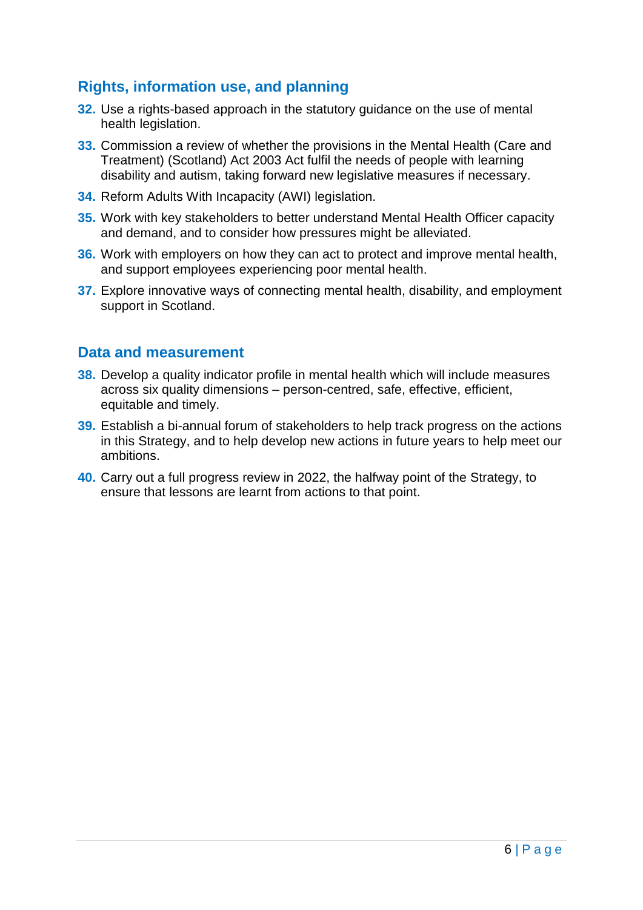## Rights, information use, and planning

32. Use a rights-based approach in the statutory guidance on the use of mental health legislation.
33. Commission a review of whether the provisions in the Mental Health (Care and Treatment) (Scotland) Act 2003 Act fulfil the needs of people with learning disability and autism, taking forward new legislative measures if necessary.
34. Reform Adults With Incapacity (AWI) legislation.
35. Work with key stakeholders to better understand Mental Health Officer capacity and demand, and to consider how pressures might be alleviated.
36. Work with employers on how they can act to protect and improve mental health, and support employees experiencing poor mental health.
37. Explore innovative ways of connecting mental health, disability, and employment support in Scotland.

## Data and measurement

38. Develop a quality indicator profile in mental health which will include measures across six quality dimensions – person-centred, safe, effective, efficient, equitable and timely.
39. Establish a bi-annual forum of stakeholders to help track progress on the actions in this Strategy, and to help develop new actions in future years to help meet our ambitions.
40. Carry out a full progress review in 2022, the halfway point of the Strategy, to ensure that lessons are learnt from actions to that point.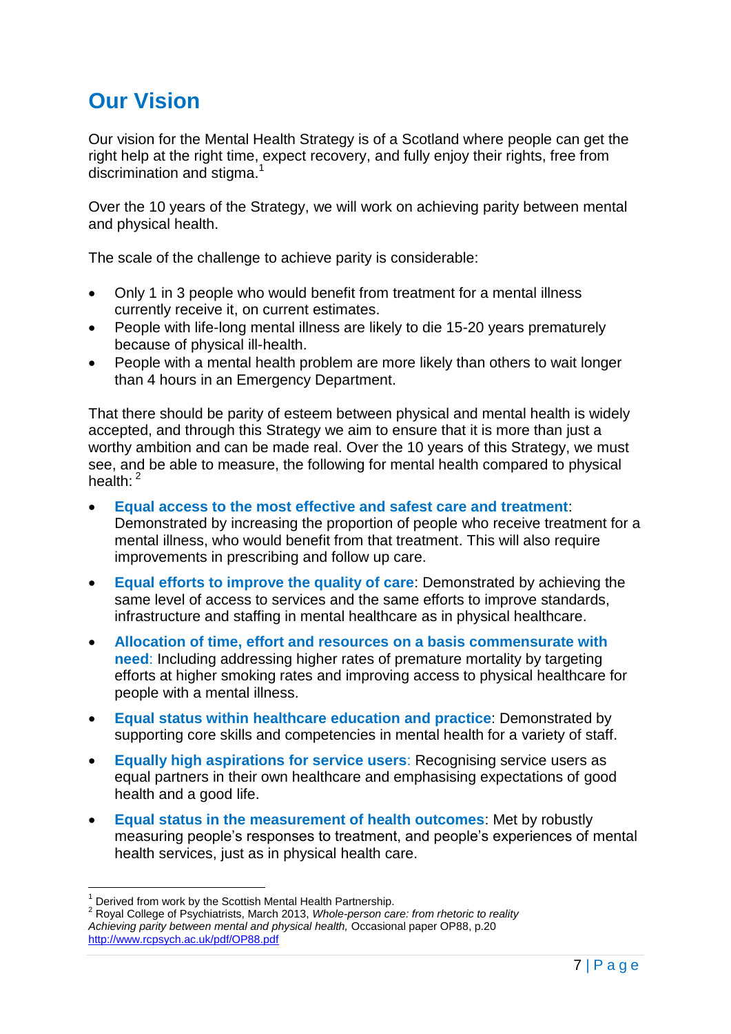## Our Vision

Our vision for the Mental Health Strategy is of a Scotland where people can get the right help at the right time, expect recovery, and fully enjoy their rights, free from discrimination and stigma.[1]

Over the 10 years of the Strategy, we will work on achieving parity between mental and physical health.

The scale of the challenge to achieve parity is considerable:

- Only 1 in 3 people who would benefit from treatment for a mental illness currently receive it, on current estimates.
- People with life-long mental illness are likely to die 15-20 years prematurely because of physical ill-health.
- People with a mental health problem are more likely than others to wait longer than 4 hours in an Emergency Department.

That there should be parity of esteem between physical and mental health is widely accepted, and through this Strategy we aim to ensure that it is more than just a worthy ambition and can be made real. Over the 10 years of this Strategy, we must see, and be able to measure, the following for mental health compared to physical health: [2]

- **Equal access to the most effective and safest care and treatment**: Demonstrated by increasing the proportion of people who receive treatment for a mental illness, who would benefit from that treatment. This will also require improvements in prescribing and follow up care.
- **Equal efforts to improve the quality of care**: Demonstrated by achieving the same level of access to services and the same efforts to improve standards, infrastructure and staffing in mental healthcare as in physical healthcare.
- **Allocation of time, effort and resources on a basis commensurate with need**: Including addressing higher rates of premature mortality by targeting efforts at higher smoking rates and improving access to physical healthcare for people with a mental illness.
- **Equal status within healthcare education and practice**: Demonstrated by supporting core skills and competencies in mental health for a variety of staff.
- **Equally high aspirations for service users**: Recognising service users as equal partners in their own healthcare and emphasising expectations of good health and a good life.
- **Equal status in the measurement of health outcomes**: Met by robustly measuring people's responses to treatment, and people's experiences of mental health services, just as in physical health care.

---

[1] Derived from work by the Scottish Mental Health Partnership.

[2] Royal College of Psychiatrists, March 2013, *Whole-person care: from rhetoric to reality Achieving parity between mental and physical health,* Occasional paper OP88, p.20 http://www.rcpsych.ac.uk/pdf/OP88.pdf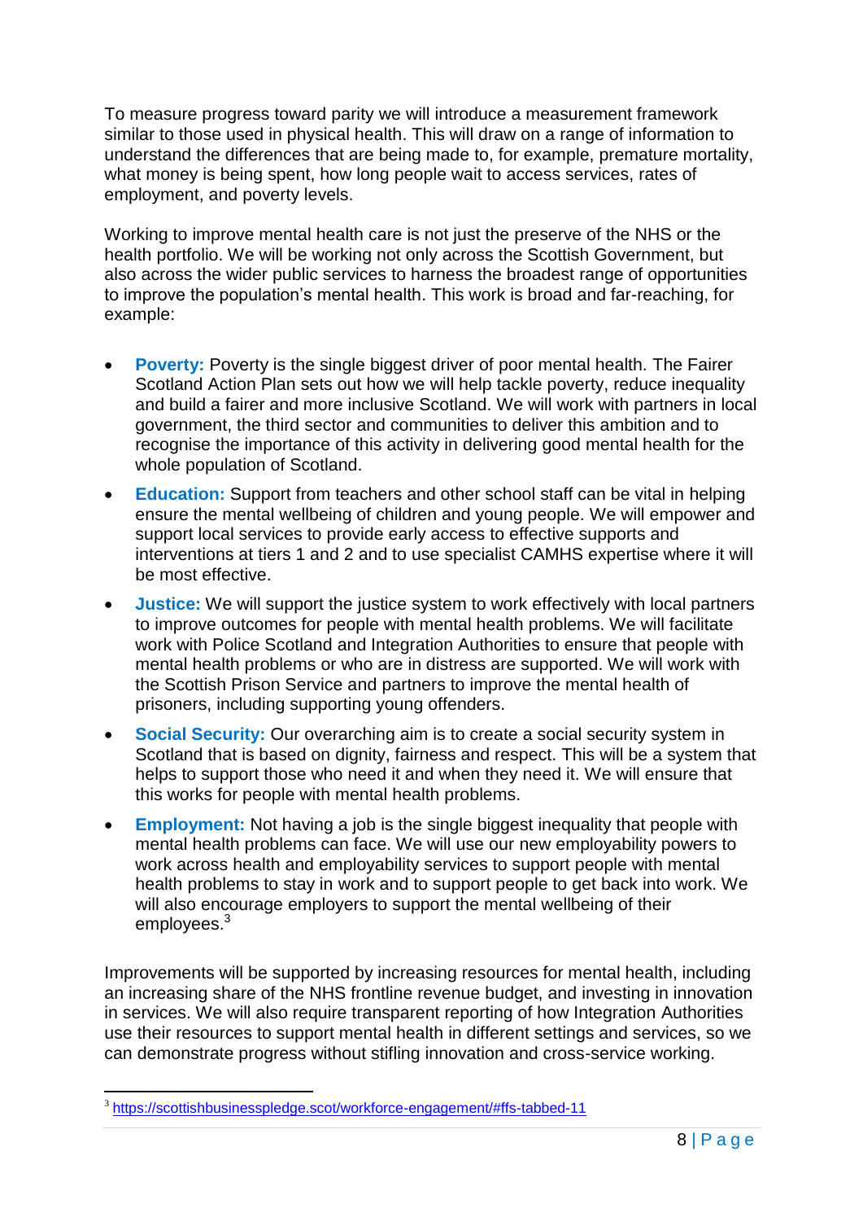To measure progress toward parity we will introduce a measurement framework similar to those used in physical health. This will draw on a range of information to understand the differences that are being made to, for example, premature mortality, what money is being spent, how long people wait to access services, rates of employment, and poverty levels.

Working to improve mental health care is not just the preserve of the NHS or the health portfolio. We will be working not only across the Scottish Government, but also across the wider public services to harness the broadest range of opportunities to improve the population's mental health. This work is broad and far-reaching, for example:

- **Poverty:** Poverty is the single biggest driver of poor mental health. The Fairer Scotland Action Plan sets out how we will help tackle poverty, reduce inequality and build a fairer and more inclusive Scotland. We will work with partners in local government, the third sector and communities to deliver this ambition and to recognise the importance of this activity in delivering good mental health for the whole population of Scotland.
- **Education:** Support from teachers and other school staff can be vital in helping ensure the mental wellbeing of children and young people. We will empower and support local services to provide early access to effective supports and interventions at tiers 1 and 2 and to use specialist CAMHS expertise where it will be most effective.
- **Justice:** We will support the justice system to work effectively with local partners to improve outcomes for people with mental health problems. We will facilitate work with Police Scotland and Integration Authorities to ensure that people with mental health problems or who are in distress are supported. We will work with the Scottish Prison Service and partners to improve the mental health of prisoners, including supporting young offenders.
- **Social Security:** Our overarching aim is to create a social security system in Scotland that is based on dignity, fairness and respect. This will be a system that helps to support those who need it and when they need it. We will ensure that this works for people with mental health problems.
- **Employment:** Not having a job is the single biggest inequality that people with mental health problems can face. We will use our new employability powers to work across health and employability services to support people with mental health problems to stay in work and to support people to get back into work. We will also encourage employers to support the mental wellbeing of their employees.[3]

Improvements will be supported by increasing resources for mental health, including an increasing share of the NHS frontline revenue budget, and investing in innovation in services. We will also require transparent reporting of how Integration Authorities use their resources to support mental health in different settings and services, so we can demonstrate progress without stifling innovation and cross-service working.

---

[3] https://scottishbusinesspledge.scot/workforce-engagement/#ffs-tabbed-11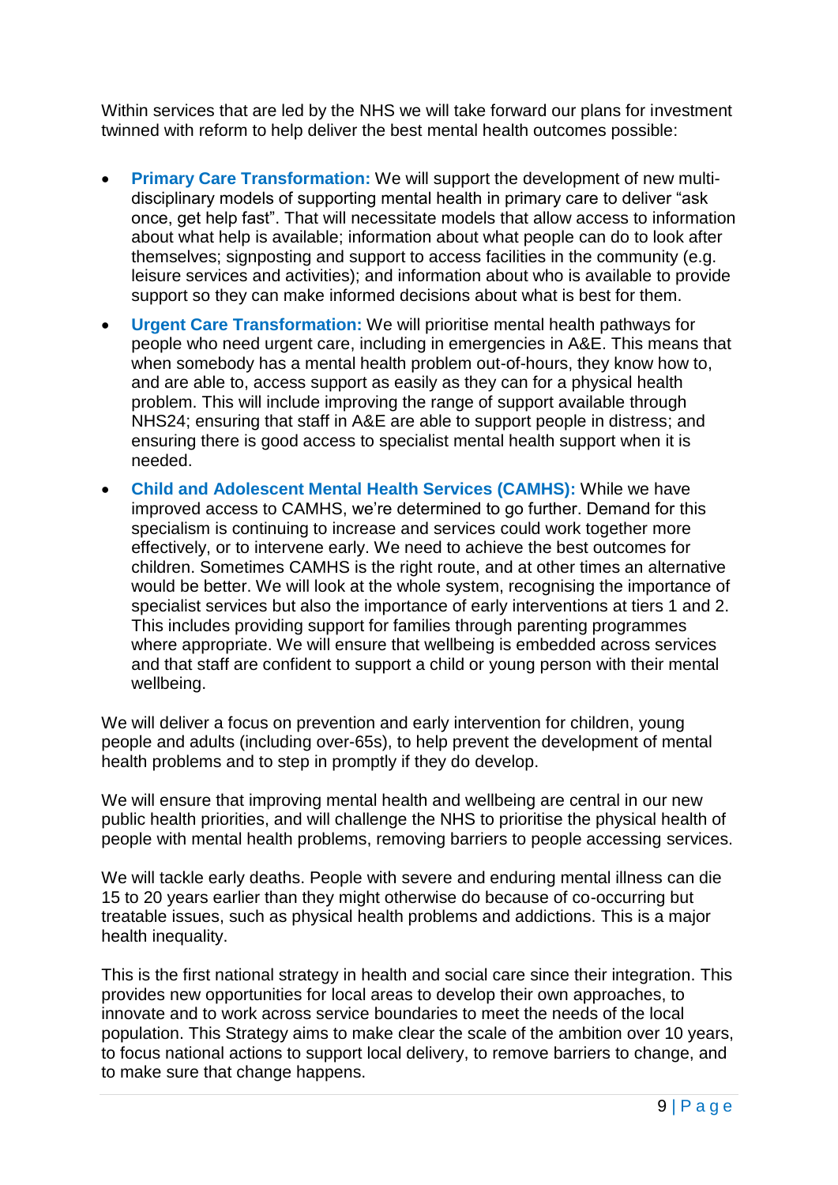Within services that are led by the NHS we will take forward our plans for investment twinned with reform to help deliver the best mental health outcomes possible:

- **Primary Care Transformation:** We will support the development of new multi-disciplinary models of supporting mental health in primary care to deliver "ask once, get help fast". That will necessitate models that allow access to information about what help is available; information about what people can do to look after themselves; signposting and support to access facilities in the community (e.g. leisure services and activities); and information about who is available to provide support so they can make informed decisions about what is best for them.
- **Urgent Care Transformation:** We will prioritise mental health pathways for people who need urgent care, including in emergencies in A&E. This means that when somebody has a mental health problem out-of-hours, they know how to, and are able to, access support as easily as they can for a physical health problem. This will include improving the range of support available through NHS24; ensuring that staff in A&E are able to support people in distress; and ensuring there is good access to specialist mental health support when it is needed.
- **Child and Adolescent Mental Health Services (CAMHS):** While we have improved access to CAMHS, we're determined to go further. Demand for this specialism is continuing to increase and services could work together more effectively, or to intervene early. We need to achieve the best outcomes for children. Sometimes CAMHS is the right route, and at other times an alternative would be better. We will look at the whole system, recognising the importance of specialist services but also the importance of early interventions at tiers 1 and 2. This includes providing support for families through parenting programmes where appropriate. We will ensure that wellbeing is embedded across services and that staff are confident to support a child or young person with their mental wellbeing.

We will deliver a focus on prevention and early intervention for children, young people and adults (including over-65s), to help prevent the development of mental health problems and to step in promptly if they do develop.

We will ensure that improving mental health and wellbeing are central in our new public health priorities, and will challenge the NHS to prioritise the physical health of people with mental health problems, removing barriers to people accessing services.

We will tackle early deaths. People with severe and enduring mental illness can die 15 to 20 years earlier than they might otherwise do because of co-occurring but treatable issues, such as physical health problems and addictions. This is a major health inequality.

This is the first national strategy in health and social care since their integration. This provides new opportunities for local areas to develop their own approaches, to innovate and to work across service boundaries to meet the needs of the local population. This Strategy aims to make clear the scale of the ambition over 10 years, to focus national actions to support local delivery, to remove barriers to change, and to make sure that change happens.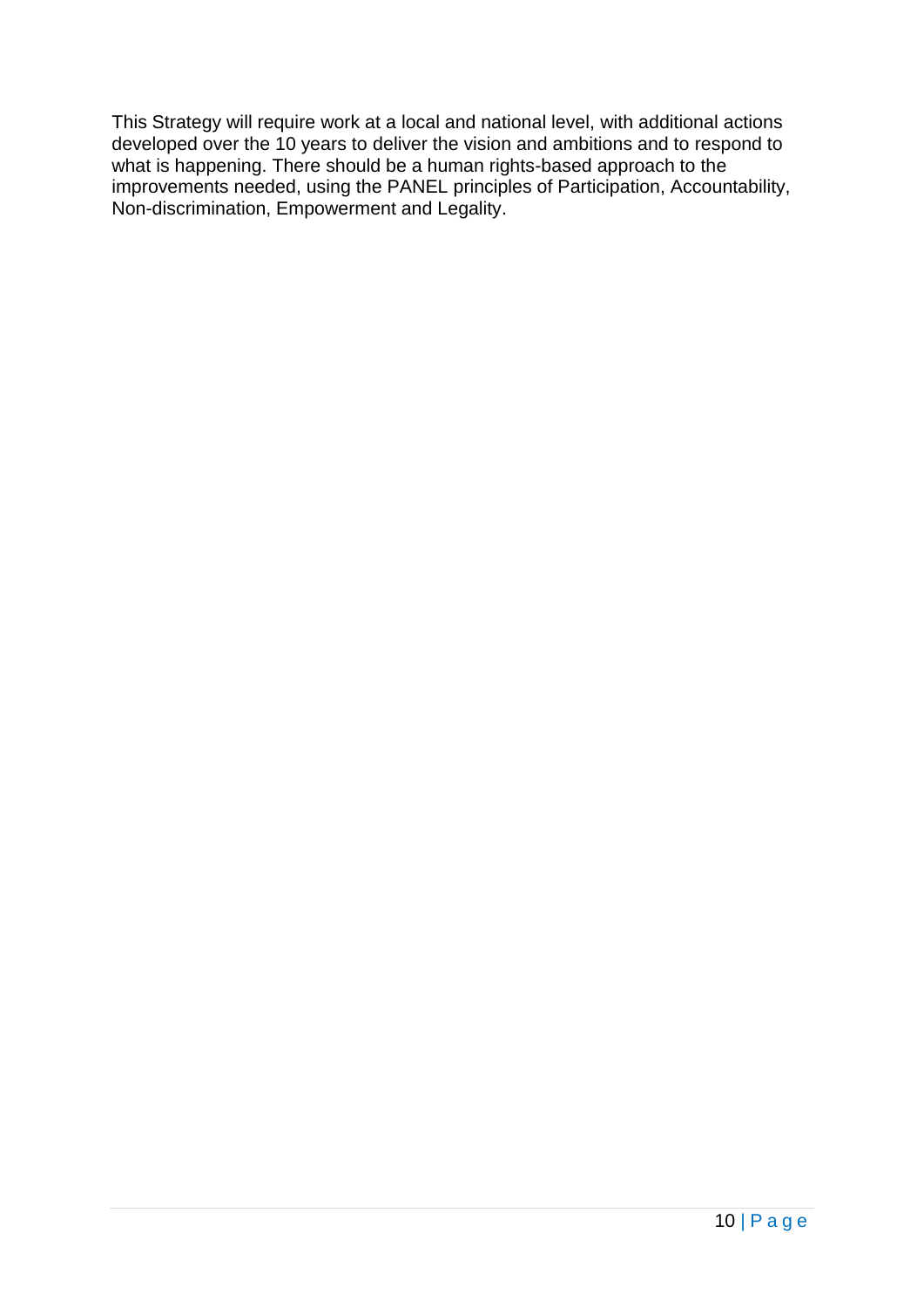This Strategy will require work at a local and national level, with additional actions developed over the 10 years to deliver the vision and ambitions and to respond to what is happening. There should be a human rights-based approach to the improvements needed, using the PANEL principles of Participation, Accountability, Non-discrimination, Empowerment and Legality.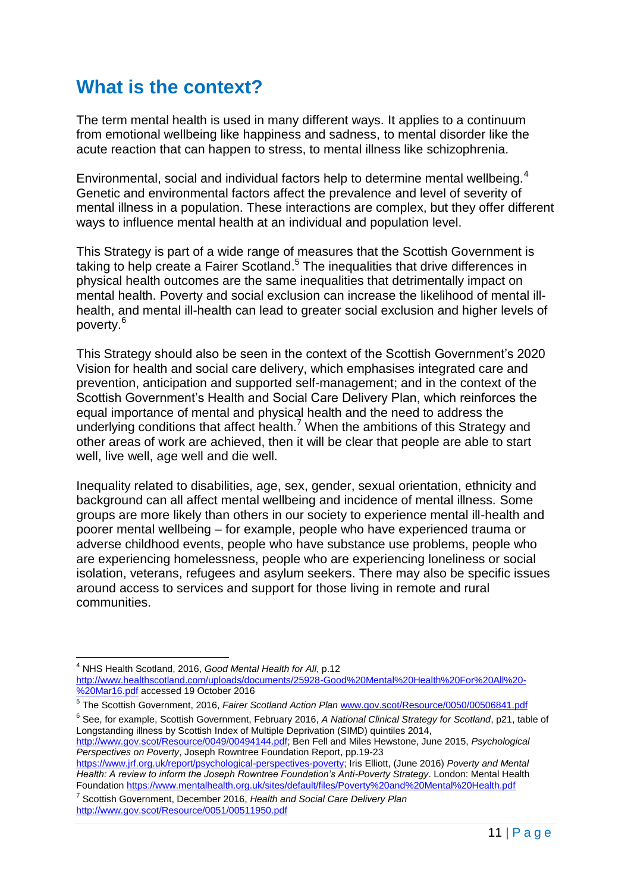## What is the context?

The term mental health is used in many different ways. It applies to a continuum from emotional wellbeing like happiness and sadness, to mental disorder like the acute reaction that can happen to stress, to mental illness like schizophrenia.

Environmental, social and individual factors help to determine mental wellbeing.[4] Genetic and environmental factors affect the prevalence and level of severity of mental illness in a population. These interactions are complex, but they offer different ways to influence mental health at an individual and population level.

This Strategy is part of a wide range of measures that the Scottish Government is taking to help create a Fairer Scotland.[5] The inequalities that drive differences in physical health outcomes are the same inequalities that detrimentally impact on mental health. Poverty and social exclusion can increase the likelihood of mental ill-health, and mental ill-health can lead to greater social exclusion and higher levels of poverty.[6]

This Strategy should also be seen in the context of the Scottish Government's 2020 Vision for health and social care delivery, which emphasises integrated care and prevention, anticipation and supported self-management; and in the context of the Scottish Government's Health and Social Care Delivery Plan, which reinforces the equal importance of mental and physical health and the need to address the underlying conditions that affect health.[7] When the ambitions of this Strategy and other areas of work are achieved, then it will be clear that people are able to start well, live well, age well and die well.

Inequality related to disabilities, age, sex, gender, sexual orientation, ethnicity and background can all affect mental wellbeing and incidence of mental illness. Some groups are more likely than others in our society to experience mental ill-health and poorer mental wellbeing – for example, people who have experienced trauma or adverse childhood events, people who have substance use problems, people who are experiencing homelessness, people who are experiencing loneliness or social isolation, veterans, refugees and asylum seekers. There may also be specific issues around access to services and support for those living in remote and rural communities.

---

[4] NHS Health Scotland, 2016, *Good Mental Health for All*, p.12 http://www.healthscotland.com/uploads/documents/25928-Good%20Mental%20Health%20For%20All%20-%20Mar16.pdf accessed 19 October 2016

[5] The Scottish Government, 2016, *Fairer Scotland Action Plan* www.gov.scot/Resource/0050/00506841.pdf

[6] See, for example, Scottish Government, February 2016, *A National Clinical Strategy for Scotland*, p21, table of Longstanding illness by Scottish Index of Multiple Deprivation (SIMD) quintiles 2014, http://www.gov.scot/Resource/0049/00494144.pdf; Ben Fell and Miles Hewstone, June 2015, *Psychological Perspectives on Poverty*, Joseph Rowntree Foundation Report, pp.19-23 https://www.jrf.org.uk/report/psychological-perspectives-poverty; Iris Elliott, (June 2016) *Poverty and Mental Health: A review to inform the Joseph Rowntree Foundation's Anti-Poverty Strategy*. London: Mental Health Foundation https://www.mentalhealth.org.uk/sites/default/files/Poverty%20and%20Mental%20Health.pdf

[7] Scottish Government, December 2016, *Health and Social Care Delivery Plan* http://www.gov.scot/Resource/0051/00511950.pdf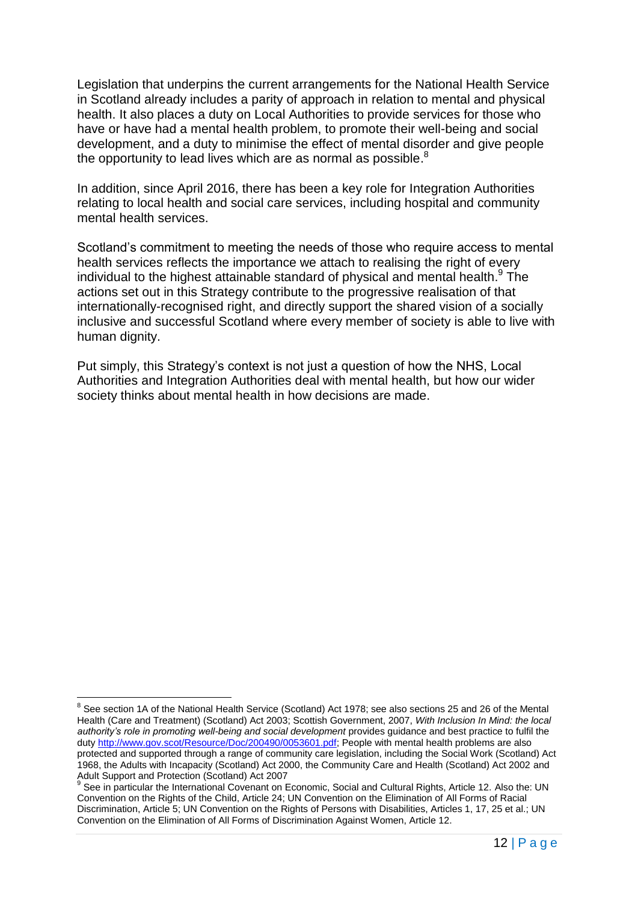Legislation that underpins the current arrangements for the National Health Service in Scotland already includes a parity of approach in relation to mental and physical health. It also places a duty on Local Authorities to provide services for those who have or have had a mental health problem, to promote their well-being and social development, and a duty to minimise the effect of mental disorder and give people the opportunity to lead lives which are as normal as possible.[8]

In addition, since April 2016, there has been a key role for Integration Authorities relating to local health and social care services, including hospital and community mental health services.

Scotland's commitment to meeting the needs of those who require access to mental health services reflects the importance we attach to realising the right of every individual to the highest attainable standard of physical and mental health.[9] The actions set out in this Strategy contribute to the progressive realisation of that internationally-recognised right, and directly support the shared vision of a socially inclusive and successful Scotland where every member of society is able to live with human dignity.

Put simply, this Strategy's context is not just a question of how the NHS, Local Authorities and Integration Authorities deal with mental health, but how our wider society thinks about mental health in how decisions are made.

---

[8] See section 1A of the National Health Service (Scotland) Act 1978; see also sections 25 and 26 of the Mental Health (Care and Treatment) (Scotland) Act 2003; Scottish Government, 2007, *With Inclusion In Mind: the local authority's role in promoting well-being and social development* provides guidance and best practice to fulfil the duty http://www.gov.scot/Resource/Doc/200490/0053601.pdf; People with mental health problems are also protected and supported through a range of community care legislation, including the Social Work (Scotland) Act 1968, the Adults with Incapacity (Scotland) Act 2000, the Community Care and Health (Scotland) Act 2002 and Adult Support and Protection (Scotland) Act 2007

[9] See in particular the International Covenant on Economic, Social and Cultural Rights, Article 12. Also the: UN Convention on the Rights of the Child, Article 24; UN Convention on the Elimination of All Forms of Racial Discrimination, Article 5; UN Convention on the Rights of Persons with Disabilities, Articles 1, 17, 25 et al.; UN Convention on the Elimination of All Forms of Discrimination Against Women, Article 12.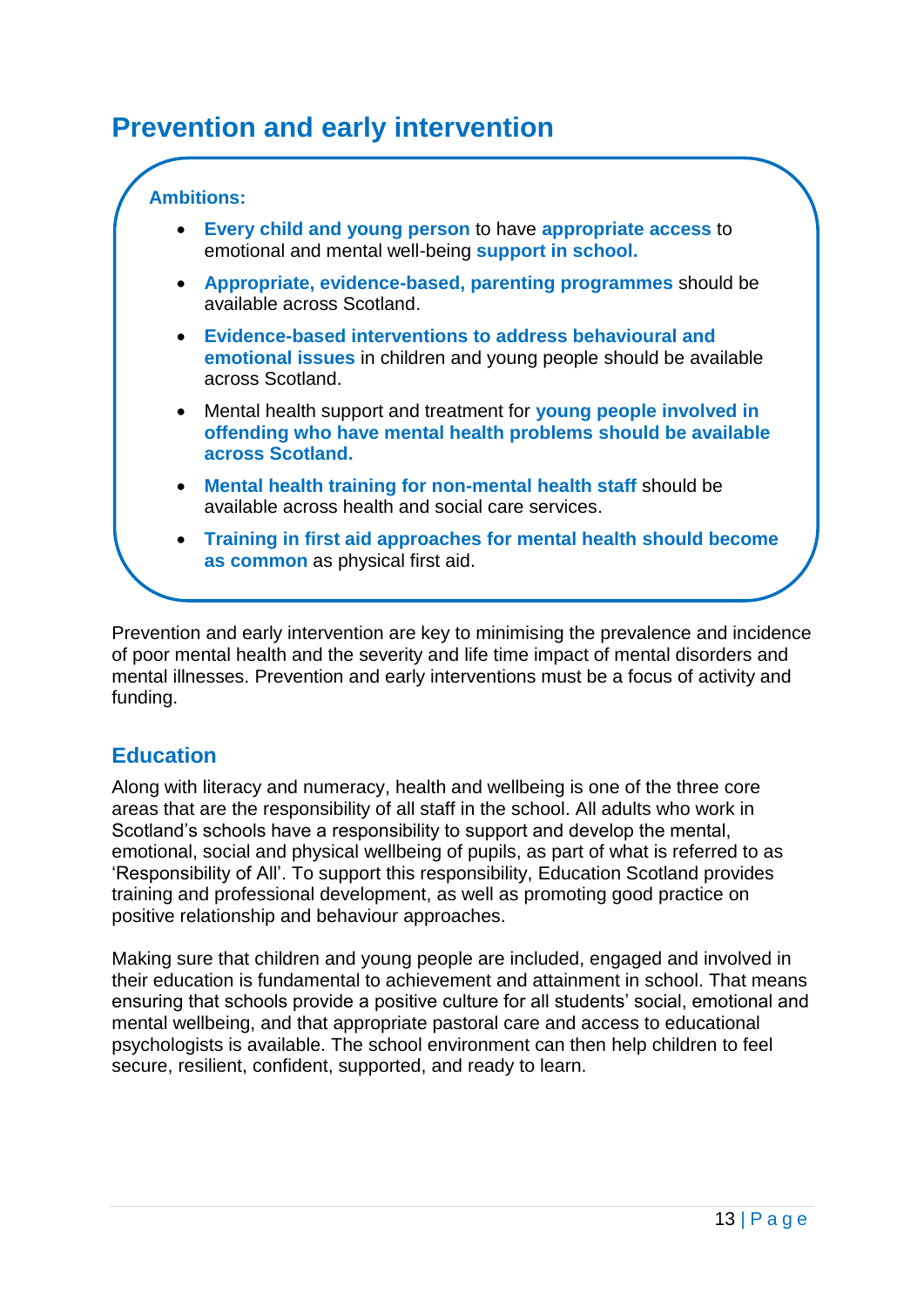# Prevention and early intervention

**Ambitions:**

- **Every child and young person** to have **appropriate access** to emotional and mental well-being **support in school.**
- **Appropriate, evidence-based, parenting programmes** should be available across Scotland.
- **Evidence-based interventions to address behavioural and emotional issues** in children and young people should be available across Scotland.
- Mental health support and treatment for **young people involved in offending who have mental health problems should be available across Scotland.**
- **Mental health training for non-mental health staff** should be available across health and social care services.
- **Training in first aid approaches for mental health should become as common** as physical first aid.

Prevention and early intervention are key to minimising the prevalence and incidence of poor mental health and the severity and life time impact of mental disorders and mental illnesses. Prevention and early interventions must be a focus of activity and funding.

## Education

Along with literacy and numeracy, health and wellbeing is one of the three core areas that are the responsibility of all staff in the school. All adults who work in Scotland's schools have a responsibility to support and develop the mental, emotional, social and physical wellbeing of pupils, as part of what is referred to as 'Responsibility of All'. To support this responsibility, Education Scotland provides training and professional development, as well as promoting good practice on positive relationship and behaviour approaches.

Making sure that children and young people are included, engaged and involved in their education is fundamental to achievement and attainment in school. That means ensuring that schools provide a positive culture for all students' social, emotional and mental wellbeing, and that appropriate pastoral care and access to educational psychologists is available. The school environment can then help children to feel secure, resilient, confident, supported, and ready to learn.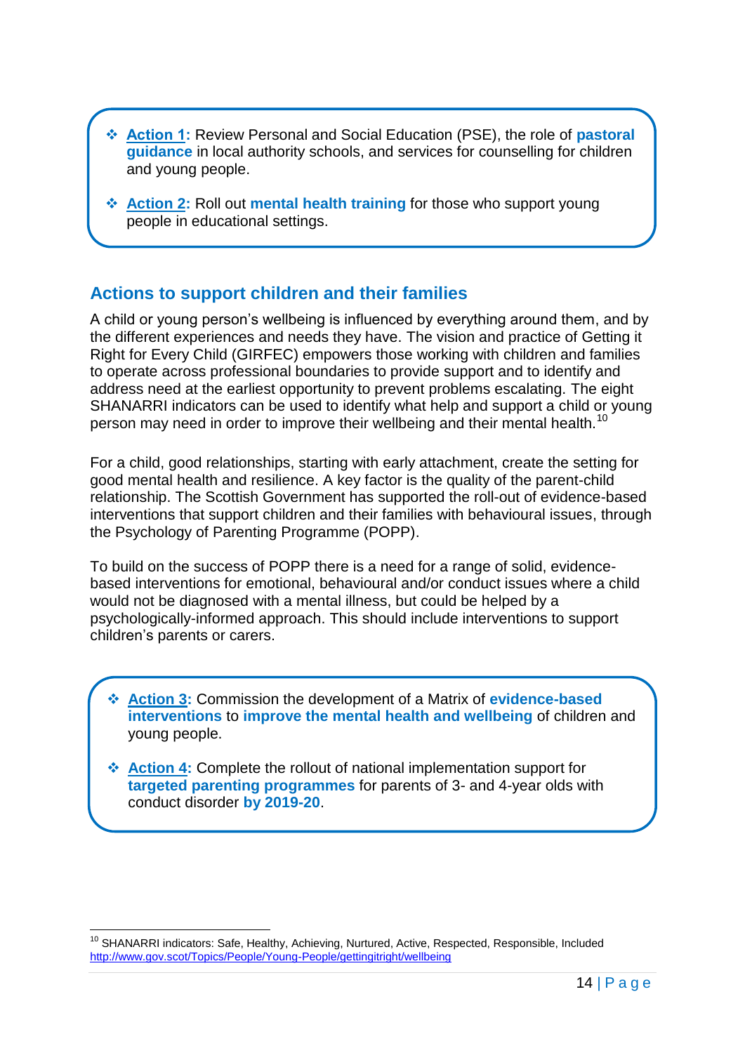- **Action 1:** Review Personal and Social Education (PSE), the role of **pastoral guidance** in local authority schools, and services for counselling for children and young people.
- **Action 2:** Roll out **mental health training** for those who support young people in educational settings.

## Actions to support children and their families

A child or young person's wellbeing is influenced by everything around them, and by the different experiences and needs they have. The vision and practice of Getting it Right for Every Child (GIRFEC) empowers those working with children and families to operate across professional boundaries to provide support and to identify and address need at the earliest opportunity to prevent problems escalating. The eight SHANARRI indicators can be used to identify what help and support a child or young person may need in order to improve their wellbeing and their mental health.[10]

For a child, good relationships, starting with early attachment, create the setting for good mental health and resilience. A key factor is the quality of the parent-child relationship. The Scottish Government has supported the roll-out of evidence-based interventions that support children and their families with behavioural issues, through the Psychology of Parenting Programme (POPP).

To build on the success of POPP there is a need for a range of solid, evidence-based interventions for emotional, behavioural and/or conduct issues where a child would not be diagnosed with a mental illness, but could be helped by a psychologically-informed approach. This should include interventions to support children's parents or carers.

- **Action 3:** Commission the development of a Matrix of **evidence-based interventions** to **improve the mental health and wellbeing** of children and young people.
- **Action 4:** Complete the rollout of national implementation support for **targeted parenting programmes** for parents of 3- and 4-year olds with conduct disorder **by 2019-20**.

---

[10] SHANARRI indicators: Safe, Healthy, Achieving, Nurtured, Active, Respected, Responsible, Included
http://www.gov.scot/Topics/People/Young-People/gettingitright/wellbeing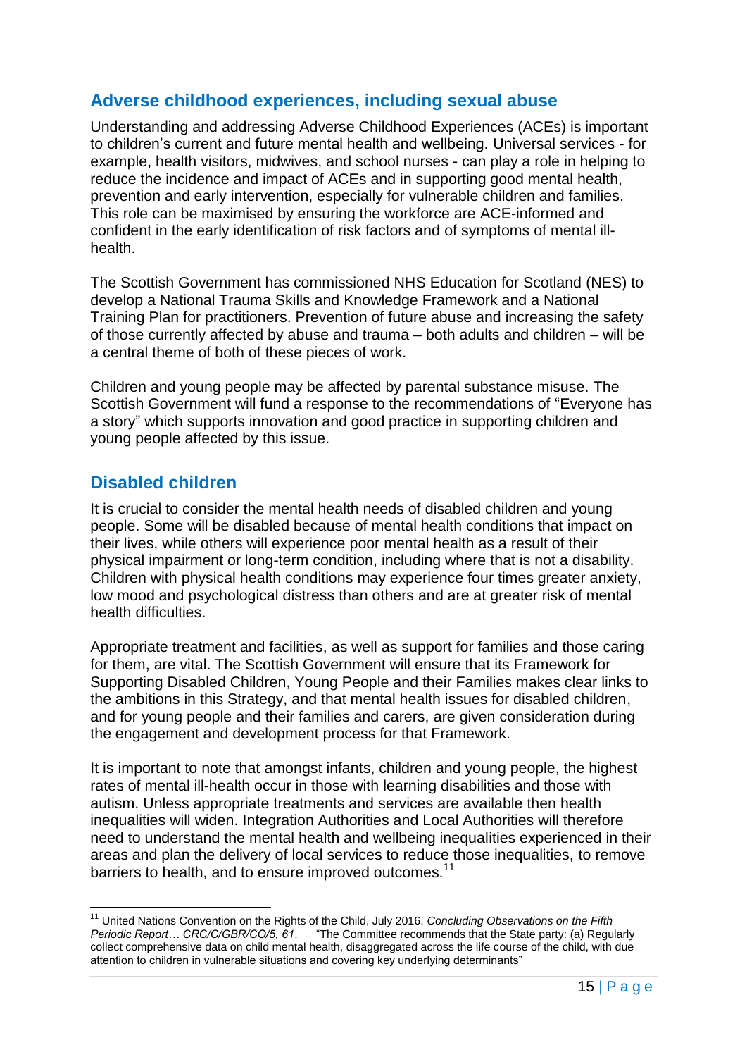## Adverse childhood experiences, including sexual abuse

Understanding and addressing Adverse Childhood Experiences (ACEs) is important to children's current and future mental health and wellbeing. Universal services - for example, health visitors, midwives, and school nurses - can play a role in helping to reduce the incidence and impact of ACEs and in supporting good mental health, prevention and early intervention, especially for vulnerable children and families. This role can be maximised by ensuring the workforce are ACE-informed and confident in the early identification of risk factors and of symptoms of mental ill-health.

The Scottish Government has commissioned NHS Education for Scotland (NES) to develop a National Trauma Skills and Knowledge Framework and a National Training Plan for practitioners. Prevention of future abuse and increasing the safety of those currently affected by abuse and trauma – both adults and children – will be a central theme of both of these pieces of work.

Children and young people may be affected by parental substance misuse. The Scottish Government will fund a response to the recommendations of "Everyone has a story" which supports innovation and good practice in supporting children and young people affected by this issue.

## Disabled children

It is crucial to consider the mental health needs of disabled children and young people. Some will be disabled because of mental health conditions that impact on their lives, while others will experience poor mental health as a result of their physical impairment or long-term condition, including where that is not a disability. Children with physical health conditions may experience four times greater anxiety, low mood and psychological distress than others and are at greater risk of mental health difficulties.

Appropriate treatment and facilities, as well as support for families and those caring for them, are vital. The Scottish Government will ensure that its Framework for Supporting Disabled Children, Young People and their Families makes clear links to the ambitions in this Strategy, and that mental health issues for disabled children, and for young people and their families and carers, are given consideration during the engagement and development process for that Framework.

It is important to note that amongst infants, children and young people, the highest rates of mental ill-health occur in those with learning disabilities and those with autism. Unless appropriate treatments and services are available then health inequalities will widen. Integration Authorities and Local Authorities will therefore need to understand the mental health and wellbeing inequalities experienced in their areas and plan the delivery of local services to reduce those inequalities, to remove barriers to health, and to ensure improved outcomes.[11]

---

[11] United Nations Convention on the Rights of the Child, July 2016, *Concluding Observations on the Fifth Periodic Report… CRC/C/GBR/CO/5, 61*. "The Committee recommends that the State party: (a) Regularly collect comprehensive data on child mental health, disaggregated across the life course of the child, with due attention to children in vulnerable situations and covering key underlying determinants"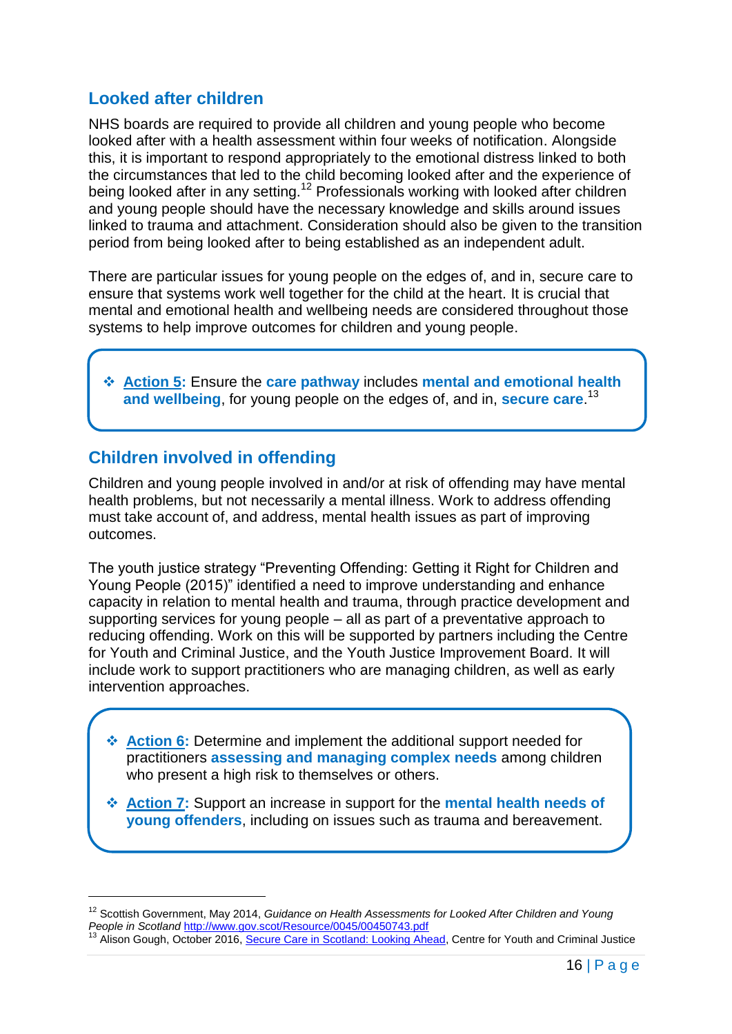## Looked after children

NHS boards are required to provide all children and young people who become looked after with a health assessment within four weeks of notification. Alongside this, it is important to respond appropriately to the emotional distress linked to both the circumstances that led to the child becoming looked after and the experience of being looked after in any setting.[12] Professionals working with looked after children and young people should have the necessary knowledge and skills around issues linked to trauma and attachment. Consideration should also be given to the transition period from being looked after to being established as an independent adult.

There are particular issues for young people on the edges of, and in, secure care to ensure that systems work well together for the child at the heart. It is crucial that mental and emotional health and wellbeing needs are considered throughout those systems to help improve outcomes for children and young people.

- **Action 5:** Ensure the **care pathway** includes **mental and emotional health and wellbeing**, for young people on the edges of, and in, **secure care**.[13]

## Children involved in offending

Children and young people involved in and/or at risk of offending may have mental health problems, but not necessarily a mental illness. Work to address offending must take account of, and address, mental health issues as part of improving outcomes.

The youth justice strategy "Preventing Offending: Getting it Right for Children and Young People (2015)" identified a need to improve understanding and enhance capacity in relation to mental health and trauma, through practice development and supporting services for young people – all as part of a preventative approach to reducing offending. Work on this will be supported by partners including the Centre for Youth and Criminal Justice, and the Youth Justice Improvement Board. It will include work to support practitioners who are managing children, as well as early intervention approaches.

- **Action 6:** Determine and implement the additional support needed for practitioners **assessing and managing complex needs** among children who present a high risk to themselves or others.
- **Action 7:** Support an increase in support for the **mental health needs of young offenders**, including on issues such as trauma and bereavement.

---

[12] Scottish Government, May 2014, *Guidance on Health Assessments for Looked After Children and Young People in Scotland* http://www.gov.scot/Resource/0045/00450743.pdf

[13] Alison Gough, October 2016, Secure Care in Scotland: Looking Ahead, Centre for Youth and Criminal Justice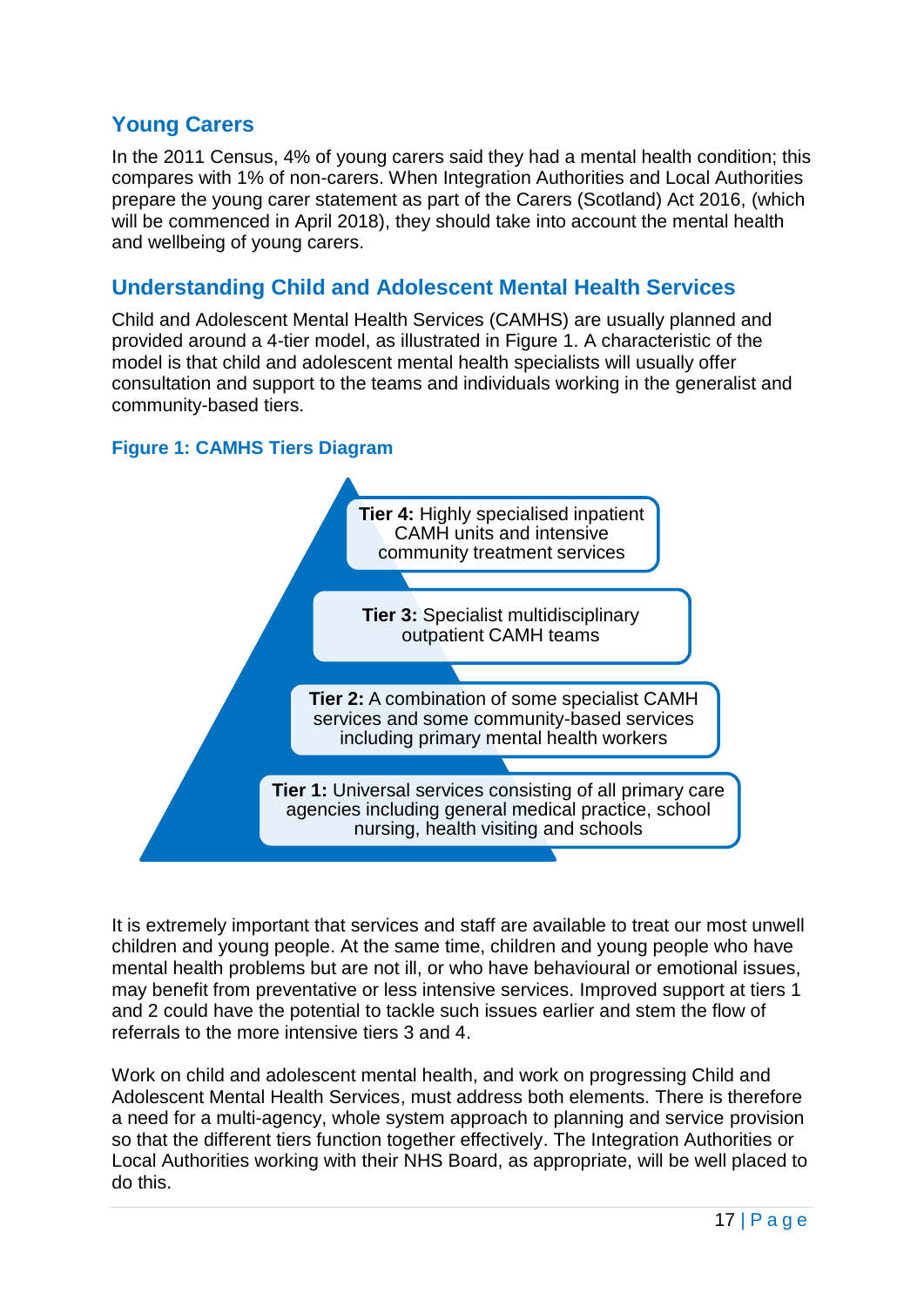## Young Carers

In the 2011 Census, 4% of young carers said they had a mental health condition; this compares with 1% of non-carers. When Integration Authorities and Local Authorities prepare the young carer statement as part of the Carers (Scotland) Act 2016, (which will be commenced in April 2018), they should take into account the mental health and wellbeing of young carers.

## Understanding Child and Adolescent Mental Health Services

Child and Adolescent Mental Health Services (CAMHS) are usually planned and provided around a 4-tier model, as illustrated in Figure 1. A characteristic of the model is that child and adolescent mental health specialists will usually offer consultation and support to the teams and individuals working in the generalist and community-based tiers.

### Figure 1: CAMHS Tiers Diagram

**Tier 4:** Highly specialised inpatient CAMH units and intensive community treatment services

**Tier 3:** Specialist multidisciplinary outpatient CAMH teams

**Tier 2:** A combination of some specialist CAMH services and some community-based services including primary mental health workers

**Tier 1:** Universal services consisting of all primary care agencies including general medical practice, school nursing, health visiting and schools

It is extremely important that services and staff are available to treat our most unwell children and young people. At the same time, children and young people who have mental health problems but are not ill, or who have behavioural or emotional issues, may benefit from preventative or less intensive services. Improved support at tiers 1 and 2 could have the potential to tackle such issues earlier and stem the flow of referrals to the more intensive tiers 3 and 4.

Work on child and adolescent mental health, and work on progressing Child and Adolescent Mental Health Services, must address both elements. There is therefore a need for a multi-agency, whole system approach to planning and service provision so that the different tiers function together effectively. The Integration Authorities or Local Authorities working with their NHS Board, as appropriate, will be well placed to do this.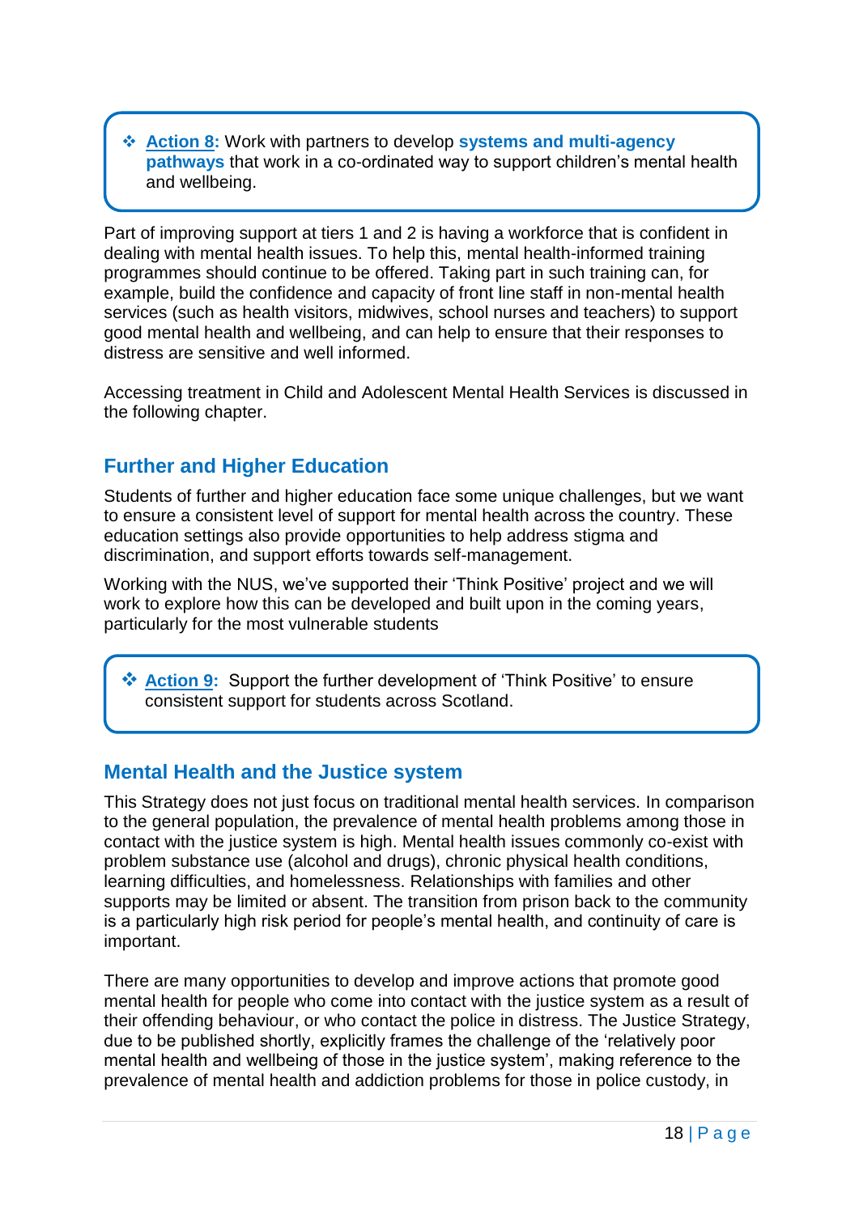> ❖ **Action 8:** Work with partners to develop **systems and multi-agency pathways** that work in a co-ordinated way to support children's mental health and wellbeing.

Part of improving support at tiers 1 and 2 is having a workforce that is confident in dealing with mental health issues. To help this, mental health-informed training programmes should continue to be offered. Taking part in such training can, for example, build the confidence and capacity of front line staff in non-mental health services (such as health visitors, midwives, school nurses and teachers) to support good mental health and wellbeing, and can help to ensure that their responses to distress are sensitive and well informed.

Accessing treatment in Child and Adolescent Mental Health Services is discussed in the following chapter.

## Further and Higher Education

Students of further and higher education face some unique challenges, but we want to ensure a consistent level of support for mental health across the country. These education settings also provide opportunities to help address stigma and discrimination, and support efforts towards self-management.

Working with the NUS, we've supported their 'Think Positive' project and we will work to explore how this can be developed and built upon in the coming years, particularly for the most vulnerable students

> ❖ **Action 9:** Support the further development of 'Think Positive' to ensure consistent support for students across Scotland.

## Mental Health and the Justice system

This Strategy does not just focus on traditional mental health services. In comparison to the general population, the prevalence of mental health problems among those in contact with the justice system is high. Mental health issues commonly co-exist with problem substance use (alcohol and drugs), chronic physical health conditions, learning difficulties, and homelessness. Relationships with families and other supports may be limited or absent. The transition from prison back to the community is a particularly high risk period for people's mental health, and continuity of care is important.

There are many opportunities to develop and improve actions that promote good mental health for people who come into contact with the justice system as a result of their offending behaviour, or who contact the police in distress. The Justice Strategy, due to be published shortly, explicitly frames the challenge of the 'relatively poor mental health and wellbeing of those in the justice system', making reference to the prevalence of mental health and addiction problems for those in police custody, in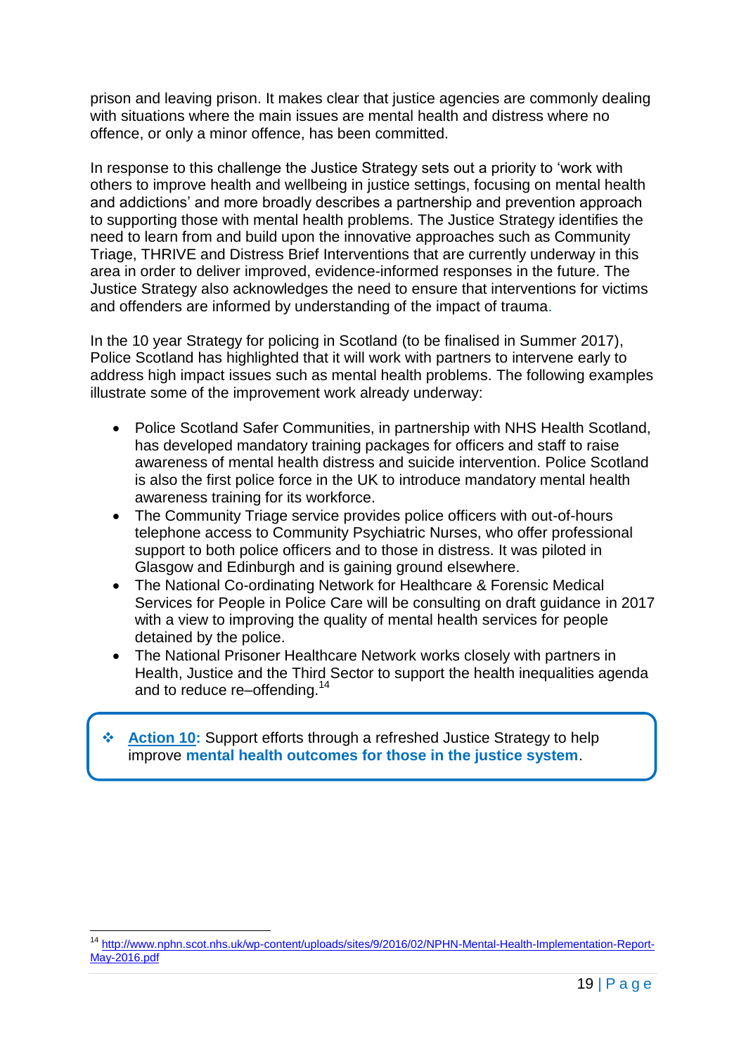prison and leaving prison. It makes clear that justice agencies are commonly dealing with situations where the main issues are mental health and distress where no offence, or only a minor offence, has been committed.

In response to this challenge the Justice Strategy sets out a priority to 'work with others to improve health and wellbeing in justice settings, focusing on mental health and addictions' and more broadly describes a partnership and prevention approach to supporting those with mental health problems. The Justice Strategy identifies the need to learn from and build upon the innovative approaches such as Community Triage, THRIVE and Distress Brief Interventions that are currently underway in this area in order to deliver improved, evidence-informed responses in the future. The Justice Strategy also acknowledges the need to ensure that interventions for victims and offenders are informed by understanding of the impact of trauma.

In the 10 year Strategy for policing in Scotland (to be finalised in Summer 2017), Police Scotland has highlighted that it will work with partners to intervene early to address high impact issues such as mental health problems. The following examples illustrate some of the improvement work already underway:

- Police Scotland Safer Communities, in partnership with NHS Health Scotland, has developed mandatory training packages for officers and staff to raise awareness of mental health distress and suicide intervention. Police Scotland is also the first police force in the UK to introduce mandatory mental health awareness training for its workforce.
- The Community Triage service provides police officers with out-of-hours telephone access to Community Psychiatric Nurses, who offer professional support to both police officers and to those in distress. It was piloted in Glasgow and Edinburgh and is gaining ground elsewhere.
- The National Co-ordinating Network for Healthcare & Forensic Medical Services for People in Police Care will be consulting on draft guidance in 2017 with a view to improving the quality of mental health services for people detained by the police.
- The National Prisoner Healthcare Network works closely with partners in Health, Justice and the Third Sector to support the health inequalities agenda and to reduce re–offending.[14]

> ❖ **Action 10:** Support efforts through a refreshed Justice Strategy to help improve **mental health outcomes for those in the justice system**.

[14] http://www.nphn.scot.nhs.uk/wp-content/uploads/sites/9/2016/02/NPHN-Mental-Health-Implementation-Report-May-2016.pdf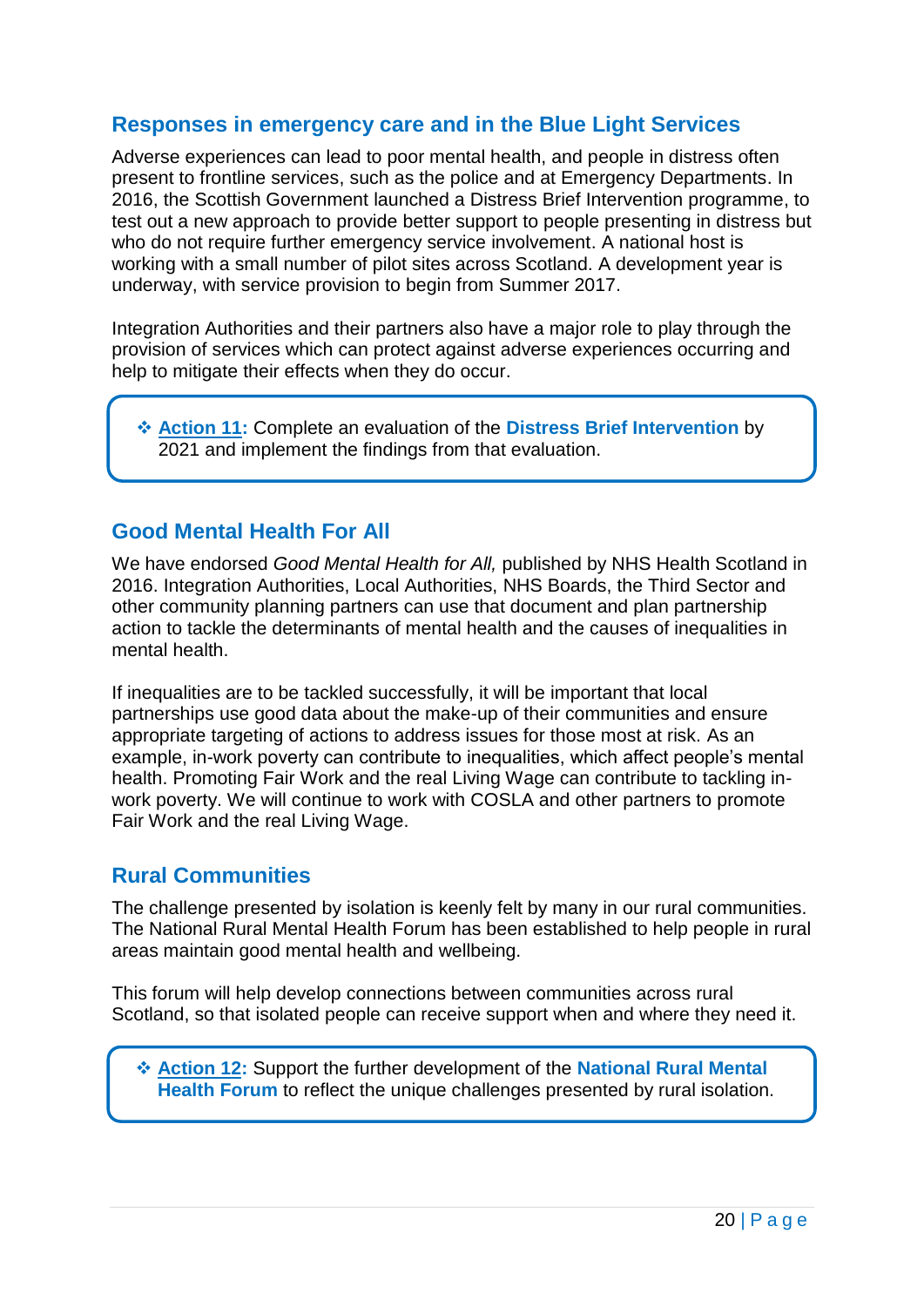## Responses in emergency care and in the Blue Light Services

Adverse experiences can lead to poor mental health, and people in distress often present to frontline services, such as the police and at Emergency Departments. In 2016, the Scottish Government launched a Distress Brief Intervention programme, to test out a new approach to provide better support to people presenting in distress but who do not require further emergency service involvement. A national host is working with a small number of pilot sites across Scotland. A development year is underway, with service provision to begin from Summer 2017.

Integration Authorities and their partners also have a major role to play through the provision of services which can protect against adverse experiences occurring and help to mitigate their effects when they do occur.

- **Action 11:** Complete an evaluation of the **Distress Brief Intervention** by 2021 and implement the findings from that evaluation.

## Good Mental Health For All

We have endorsed *Good Mental Health for All,* published by NHS Health Scotland in 2016. Integration Authorities, Local Authorities, NHS Boards, the Third Sector and other community planning partners can use that document and plan partnership action to tackle the determinants of mental health and the causes of inequalities in mental health.

If inequalities are to be tackled successfully, it will be important that local partnerships use good data about the make-up of their communities and ensure appropriate targeting of actions to address issues for those most at risk. As an example, in-work poverty can contribute to inequalities, which affect people's mental health. Promoting Fair Work and the real Living Wage can contribute to tackling in-work poverty. We will continue to work with COSLA and other partners to promote Fair Work and the real Living Wage.

## Rural Communities

The challenge presented by isolation is keenly felt by many in our rural communities. The National Rural Mental Health Forum has been established to help people in rural areas maintain good mental health and wellbeing.

This forum will help develop connections between communities across rural Scotland, so that isolated people can receive support when and where they need it.

- **Action 12:** Support the further development of the **National Rural Mental Health Forum** to reflect the unique challenges presented by rural isolation.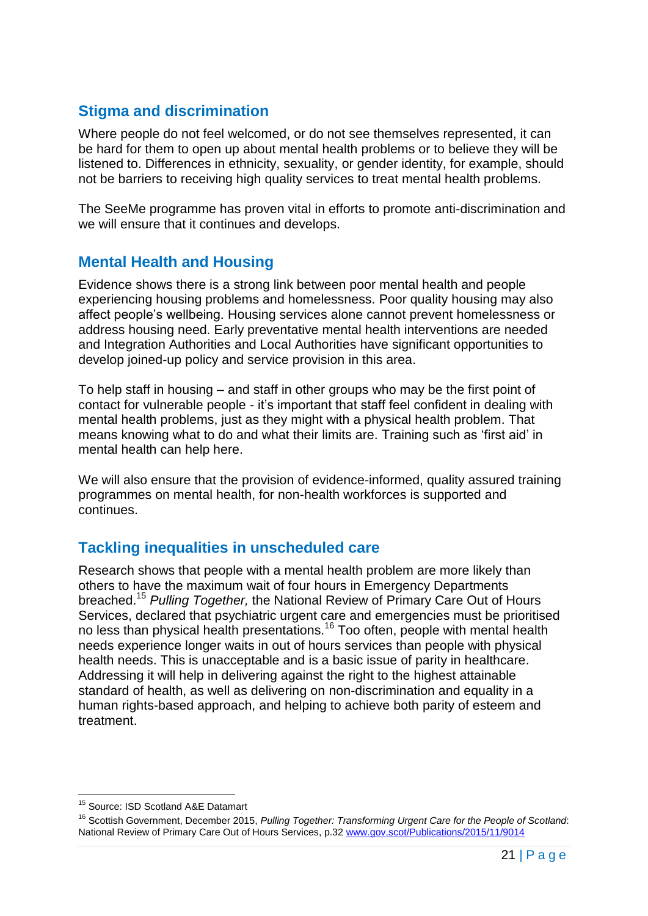## Stigma and discrimination

Where people do not feel welcomed, or do not see themselves represented, it can be hard for them to open up about mental health problems or to believe they will be listened to. Differences in ethnicity, sexuality, or gender identity, for example, should not be barriers to receiving high quality services to treat mental health problems.

The SeeMe programme has proven vital in efforts to promote anti-discrimination and we will ensure that it continues and develops.

## Mental Health and Housing

Evidence shows there is a strong link between poor mental health and people experiencing housing problems and homelessness. Poor quality housing may also affect people's wellbeing. Housing services alone cannot prevent homelessness or address housing need. Early preventative mental health interventions are needed and Integration Authorities and Local Authorities have significant opportunities to develop joined-up policy and service provision in this area.

To help staff in housing – and staff in other groups who may be the first point of contact for vulnerable people - it's important that staff feel confident in dealing with mental health problems, just as they might with a physical health problem. That means knowing what to do and what their limits are. Training such as 'first aid' in mental health can help here.

We will also ensure that the provision of evidence-informed, quality assured training programmes on mental health, for non-health workforces is supported and continues.

## Tackling inequalities in unscheduled care

Research shows that people with a mental health problem are more likely than others to have the maximum wait of four hours in Emergency Departments breached.[15] *Pulling Together,* the National Review of Primary Care Out of Hours Services, declared that psychiatric urgent care and emergencies must be prioritised no less than physical health presentations.[16] Too often, people with mental health needs experience longer waits in out of hours services than people with physical health needs. This is unacceptable and is a basic issue of parity in healthcare. Addressing it will help in delivering against the right to the highest attainable standard of health, as well as delivering on non-discrimination and equality in a human rights-based approach, and helping to achieve both parity of esteem and treatment.

---

[15] Source: ISD Scotland A&E Datamart

[16] Scottish Government, December 2015, *Pulling Together: Transforming Urgent Care for the People of Scotland*: National Review of Primary Care Out of Hours Services, p.32 www.gov.scot/Publications/2015/11/9014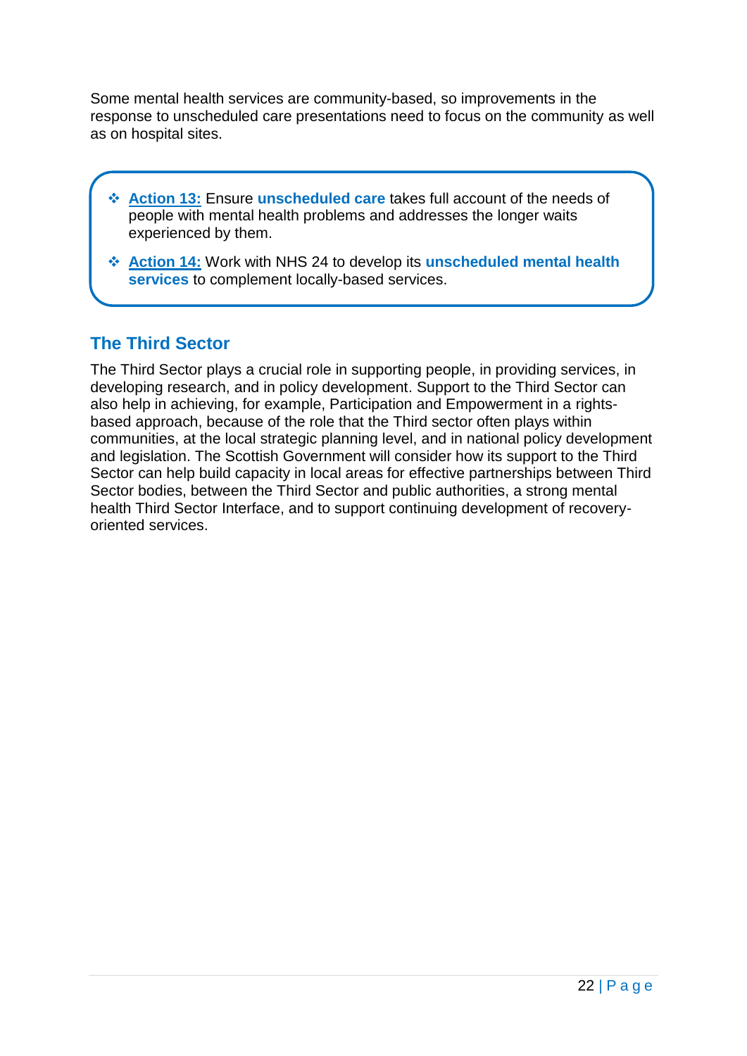Some mental health services are community-based, so improvements in the response to unscheduled care presentations need to focus on the community as well as on hospital sites.

- **Action 13:** Ensure **unscheduled care** takes full account of the needs of people with mental health problems and addresses the longer waits experienced by them.
- **Action 14:** Work with NHS 24 to develop its **unscheduled mental health services** to complement locally-based services.

## The Third Sector

The Third Sector plays a crucial role in supporting people, in providing services, in developing research, and in policy development. Support to the Third Sector can also help in achieving, for example, Participation and Empowerment in a rights-based approach, because of the role that the Third sector often plays within communities, at the local strategic planning level, and in national policy development and legislation. The Scottish Government will consider how its support to the Third Sector can help build capacity in local areas for effective partnerships between Third Sector bodies, between the Third Sector and public authorities, a strong mental health Third Sector Interface, and to support continuing development of recovery-oriented services.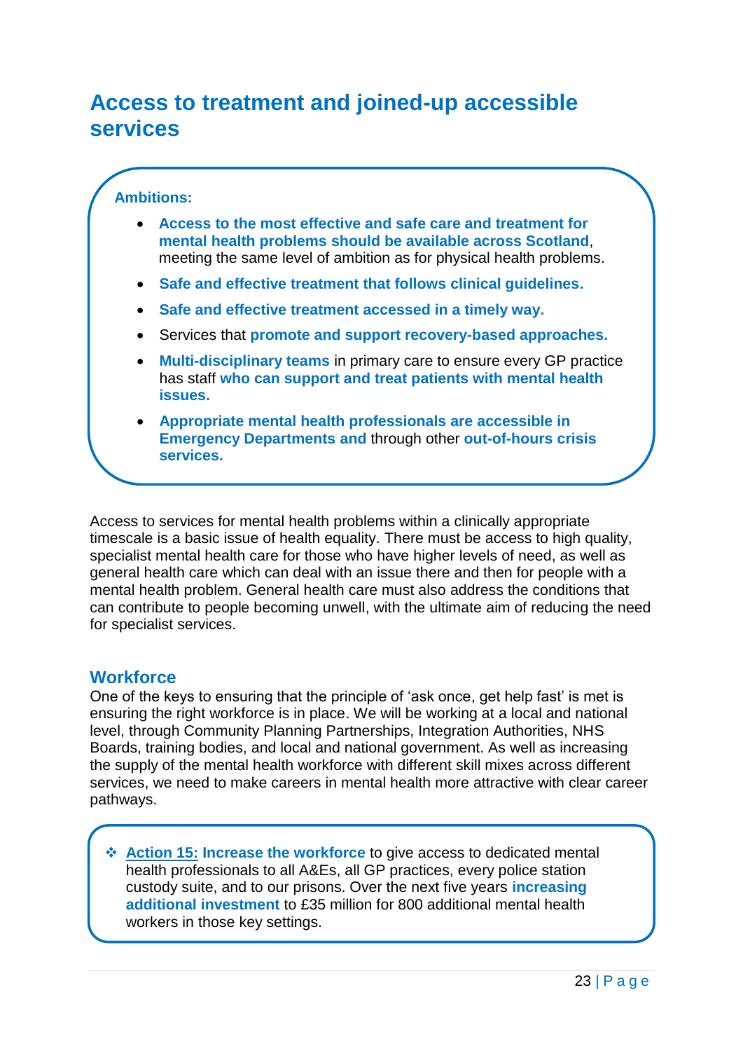## Access to treatment and joined-up accessible services

**Ambitions:**

- **Access to the most effective and safe care and treatment for mental health problems should be available across Scotland**, meeting the same level of ambition as for physical health problems.
- **Safe and effective treatment that follows clinical guidelines.**
- **Safe and effective treatment accessed in a timely way.**
- Services that **promote and support recovery-based approaches.**
- **Multi-disciplinary teams** in primary care to ensure every GP practice has staff **who can support and treat patients with mental health issues.**
- **Appropriate mental health professionals are accessible in Emergency Departments and** through other **out-of-hours crisis services.**

Access to services for mental health problems within a clinically appropriate timescale is a basic issue of health equality. There must be access to high quality, specialist mental health care for those who have higher levels of need, as well as general health care which can deal with an issue there and then for people with a mental health problem. General health care must also address the conditions that can contribute to people becoming unwell, with the ultimate aim of reducing the need for specialist services.

### Workforce

One of the keys to ensuring that the principle of 'ask once, get help fast' is met is ensuring the right workforce is in place. We will be working at a local and national level, through Community Planning Partnerships, Integration Authorities, NHS Boards, training bodies, and local and national government. As well as increasing the supply of the mental health workforce with different skill mixes across different services, we need to make careers in mental health more attractive with clear career pathways.

❖ **Action 15: Increase the workforce** to give access to dedicated mental health professionals to all A&Es, all GP practices, every police station custody suite, and to our prisons. Over the next five years **increasing additional investment** to £35 million for 800 additional mental health workers in those key settings.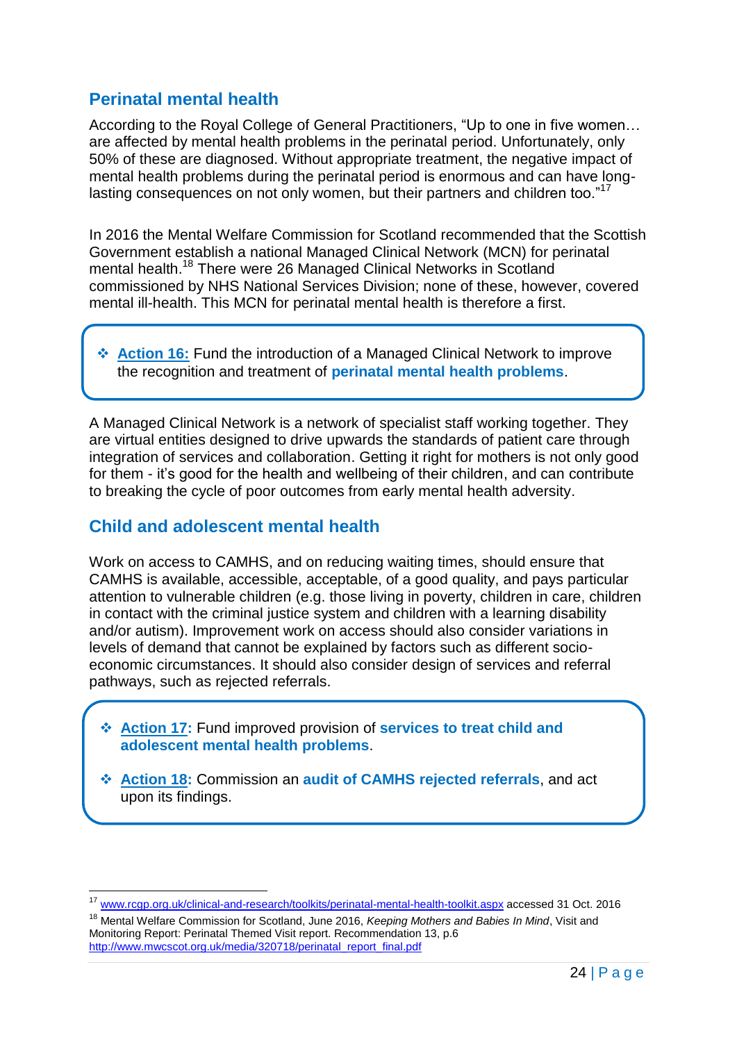## Perinatal mental health

According to the Royal College of General Practitioners, "Up to one in five women… are affected by mental health problems in the perinatal period. Unfortunately, only 50% of these are diagnosed. Without appropriate treatment, the negative impact of mental health problems during the perinatal period is enormous and can have long-lasting consequences on not only women, but their partners and children too."[17]

In 2016 the Mental Welfare Commission for Scotland recommended that the Scottish Government establish a national Managed Clinical Network (MCN) for perinatal mental health.[18] There were 26 Managed Clinical Networks in Scotland commissioned by NHS National Services Division; none of these, however, covered mental ill-health. This MCN for perinatal mental health is therefore a first.

- **Action 16:** Fund the introduction of a Managed Clinical Network to improve the recognition and treatment of **perinatal mental health problems**.

A Managed Clinical Network is a network of specialist staff working together. They are virtual entities designed to drive upwards the standards of patient care through integration of services and collaboration. Getting it right for mothers is not only good for them - it's good for the health and wellbeing of their children, and can contribute to breaking the cycle of poor outcomes from early mental health adversity.

## Child and adolescent mental health

Work on access to CAMHS, and on reducing waiting times, should ensure that CAMHS is available, accessible, acceptable, of a good quality, and pays particular attention to vulnerable children (e.g. those living in poverty, children in care, children in contact with the criminal justice system and children with a learning disability and/or autism). Improvement work on access should also consider variations in levels of demand that cannot be explained by factors such as different socio-economic circumstances. It should also consider design of services and referral pathways, such as rejected referrals.

- **Action 17:** Fund improved provision of **services to treat child and adolescent mental health problems**.
- **Action 18:** Commission an **audit of CAMHS rejected referrals**, and act upon its findings.

---

[17] www.rcgp.org.uk/clinical-and-research/toolkits/perinatal-mental-health-toolkit.aspx accessed 31 Oct. 2016

[18] Mental Welfare Commission for Scotland, June 2016, *Keeping Mothers and Babies In Mind*, Visit and Monitoring Report: Perinatal Themed Visit report. Recommendation 13, p.6 http://www.mwcscot.org.uk/media/320718/perinatal_report_final.pdf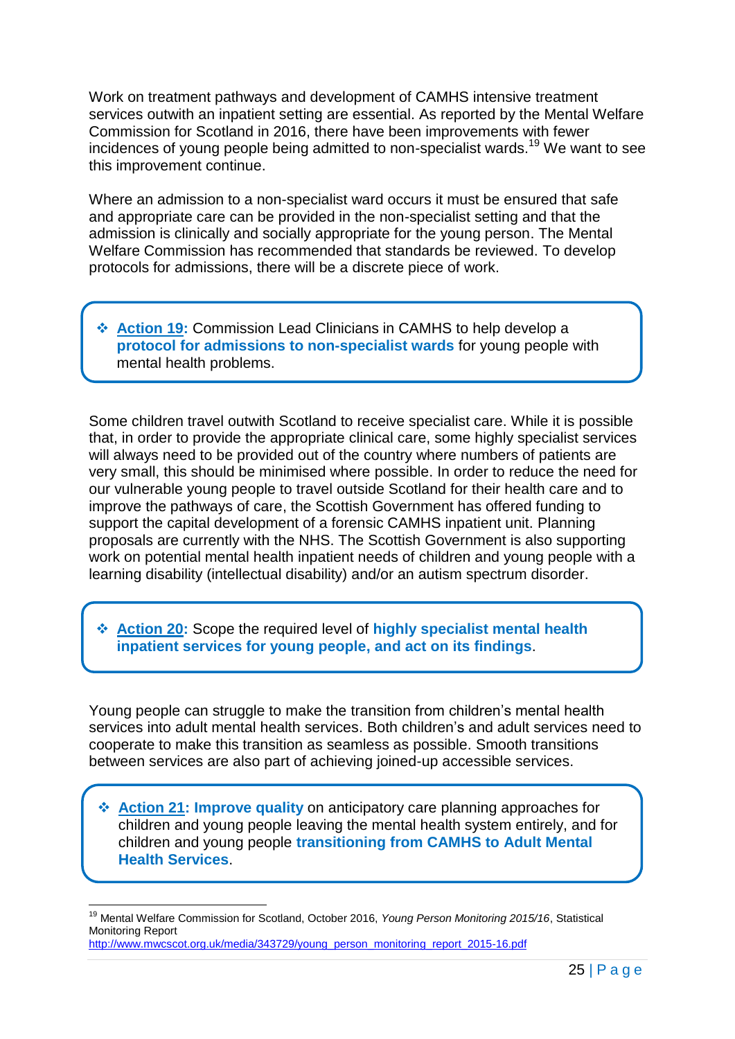Work on treatment pathways and development of CAMHS intensive treatment services outwith an inpatient setting are essential. As reported by the Mental Welfare Commission for Scotland in 2016, there have been improvements with fewer incidences of young people being admitted to non-specialist wards.[19] We want to see this improvement continue.

Where an admission to a non-specialist ward occurs it must be ensured that safe and appropriate care can be provided in the non-specialist setting and that the admission is clinically and socially appropriate for the young person. The Mental Welfare Commission has recommended that standards be reviewed. To develop protocols for admissions, there will be a discrete piece of work.

> ❖ **Action 19:** Commission Lead Clinicians in CAMHS to help develop a **protocol for admissions to non-specialist wards** for young people with mental health problems.

Some children travel outwith Scotland to receive specialist care. While it is possible that, in order to provide the appropriate clinical care, some highly specialist services will always need to be provided out of the country where numbers of patients are very small, this should be minimised where possible. In order to reduce the need for our vulnerable young people to travel outside Scotland for their health care and to improve the pathways of care, the Scottish Government has offered funding to support the capital development of a forensic CAMHS inpatient unit. Planning proposals are currently with the NHS. The Scottish Government is also supporting work on potential mental health inpatient needs of children and young people with a learning disability (intellectual disability) and/or an autism spectrum disorder.

> ❖ **Action 20:** Scope the required level of **highly specialist mental health inpatient services for young people, and act on its findings**.

Young people can struggle to make the transition from children's mental health services into adult mental health services. Both children's and adult services need to cooperate to make this transition as seamless as possible. Smooth transitions between services are also part of achieving joined-up accessible services.

> ❖ **Action 21: Improve quality** on anticipatory care planning approaches for children and young people leaving the mental health system entirely, and for children and young people **transitioning from CAMHS to Adult Mental Health Services**.

---

[19] Mental Welfare Commission for Scotland, October 2016, *Young Person Monitoring 2015/16*, Statistical Monitoring Report http://www.mwcscot.org.uk/media/343729/young_person_monitoring_report_2015-16.pdf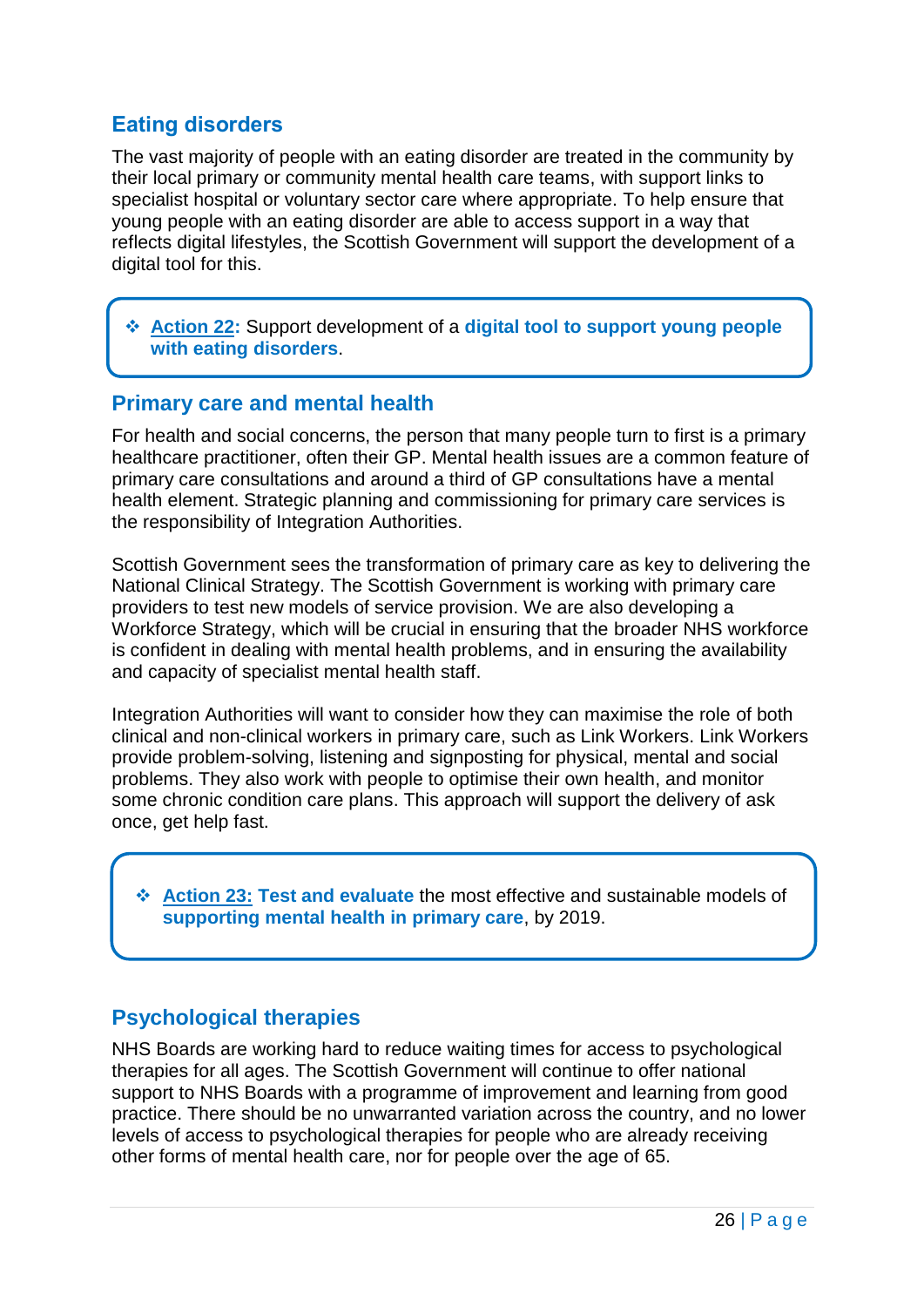## Eating disorders

The vast majority of people with an eating disorder are treated in the community by their local primary or community mental health care teams, with support links to specialist hospital or voluntary sector care where appropriate. To help ensure that young people with an eating disorder are able to access support in a way that reflects digital lifestyles, the Scottish Government will support the development of a digital tool for this.

> - **Action 22:** Support development of a **digital tool to support young people with eating disorders**.

## Primary care and mental health

For health and social concerns, the person that many people turn to first is a primary healthcare practitioner, often their GP. Mental health issues are a common feature of primary care consultations and around a third of GP consultations have a mental health element. Strategic planning and commissioning for primary care services is the responsibility of Integration Authorities.

Scottish Government sees the transformation of primary care as key to delivering the National Clinical Strategy. The Scottish Government is working with primary care providers to test new models of service provision. We are also developing a Workforce Strategy, which will be crucial in ensuring that the broader NHS workforce is confident in dealing with mental health problems, and in ensuring the availability and capacity of specialist mental health staff.

Integration Authorities will want to consider how they can maximise the role of both clinical and non-clinical workers in primary care, such as Link Workers. Link Workers provide problem-solving, listening and signposting for physical, mental and social problems. They also work with people to optimise their own health, and monitor some chronic condition care plans. This approach will support the delivery of ask once, get help fast.

> - **Action 23: Test and evaluate** the most effective and sustainable models of **supporting mental health in primary care**, by 2019.

## Psychological therapies

NHS Boards are working hard to reduce waiting times for access to psychological therapies for all ages. The Scottish Government will continue to offer national support to NHS Boards with a programme of improvement and learning from good practice. There should be no unwarranted variation across the country, and no lower levels of access to psychological therapies for people who are already receiving other forms of mental health care, nor for people over the age of 65.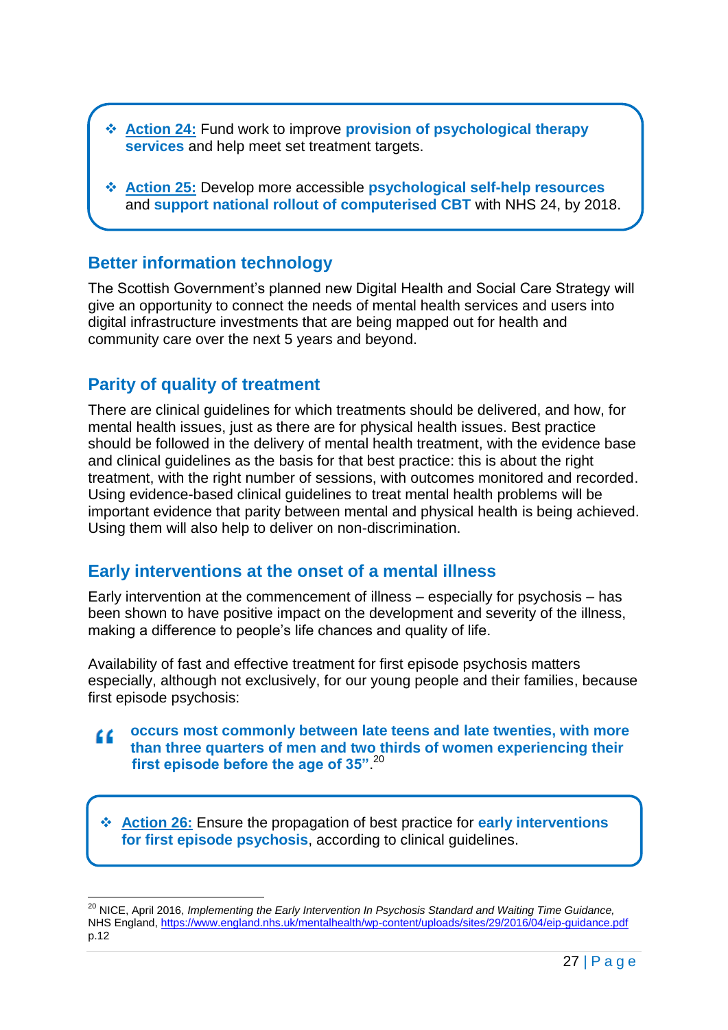- **Action 24:** Fund work to improve **provision of psychological therapy services** and help meet set treatment targets.

- **Action 25:** Develop more accessible **psychological self-help resources** and **support national rollout of computerised CBT** with NHS 24, by 2018.

## Better information technology

The Scottish Government's planned new Digital Health and Social Care Strategy will give an opportunity to connect the needs of mental health services and users into digital infrastructure investments that are being mapped out for health and community care over the next 5 years and beyond.

## Parity of quality of treatment

There are clinical guidelines for which treatments should be delivered, and how, for mental health issues, just as there are for physical health issues. Best practice should be followed in the delivery of mental health treatment, with the evidence base and clinical guidelines as the basis for that best practice: this is about the right treatment, with the right number of sessions, with outcomes monitored and recorded. Using evidence-based clinical guidelines to treat mental health problems will be important evidence that parity between mental and physical health is being achieved. Using them will also help to deliver on non-discrimination.

## Early interventions at the onset of a mental illness

Early intervention at the commencement of illness – especially for psychosis – has been shown to have positive impact on the development and severity of the illness, making a difference to people's life chances and quality of life.

Availability of fast and effective treatment for first episode psychosis matters especially, although not exclusively, for our young people and their families, because first episode psychosis:

> **"occurs most commonly between late teens and late twenties, with more than three quarters of men and two thirds of women experiencing their first episode before the age of 35".**[20]

- **Action 26:** Ensure the propagation of best practice for **early interventions for first episode psychosis**, according to clinical guidelines.

---

[20] NICE, April 2016, *Implementing the Early Intervention In Psychosis Standard and Waiting Time Guidance,* NHS England, https://www.england.nhs.uk/mentalhealth/wp-content/uploads/sites/29/2016/04/eip-guidance.pdf p.12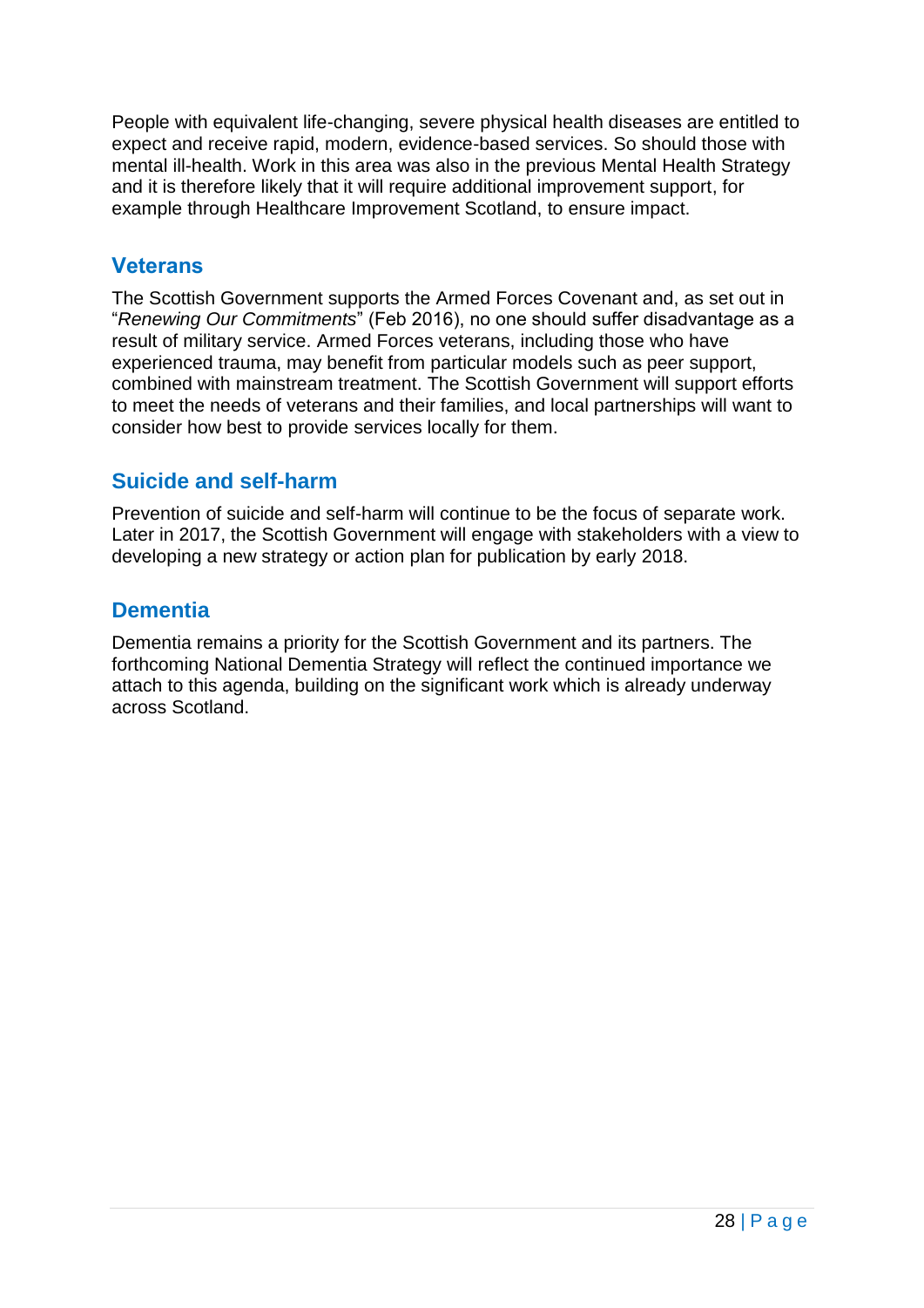People with equivalent life-changing, severe physical health diseases are entitled to expect and receive rapid, modern, evidence-based services. So should those with mental ill-health. Work in this area was also in the previous Mental Health Strategy and it is therefore likely that it will require additional improvement support, for example through Healthcare Improvement Scotland, to ensure impact.

## Veterans

The Scottish Government supports the Armed Forces Covenant and, as set out in "*Renewing Our Commitments*" (Feb 2016), no one should suffer disadvantage as a result of military service. Armed Forces veterans, including those who have experienced trauma, may benefit from particular models such as peer support, combined with mainstream treatment. The Scottish Government will support efforts to meet the needs of veterans and their families, and local partnerships will want to consider how best to provide services locally for them.

## Suicide and self-harm

Prevention of suicide and self-harm will continue to be the focus of separate work. Later in 2017, the Scottish Government will engage with stakeholders with a view to developing a new strategy or action plan for publication by early 2018.

## Dementia

Dementia remains a priority for the Scottish Government and its partners. The forthcoming National Dementia Strategy will reflect the continued importance we attach to this agenda, building on the significant work which is already underway across Scotland.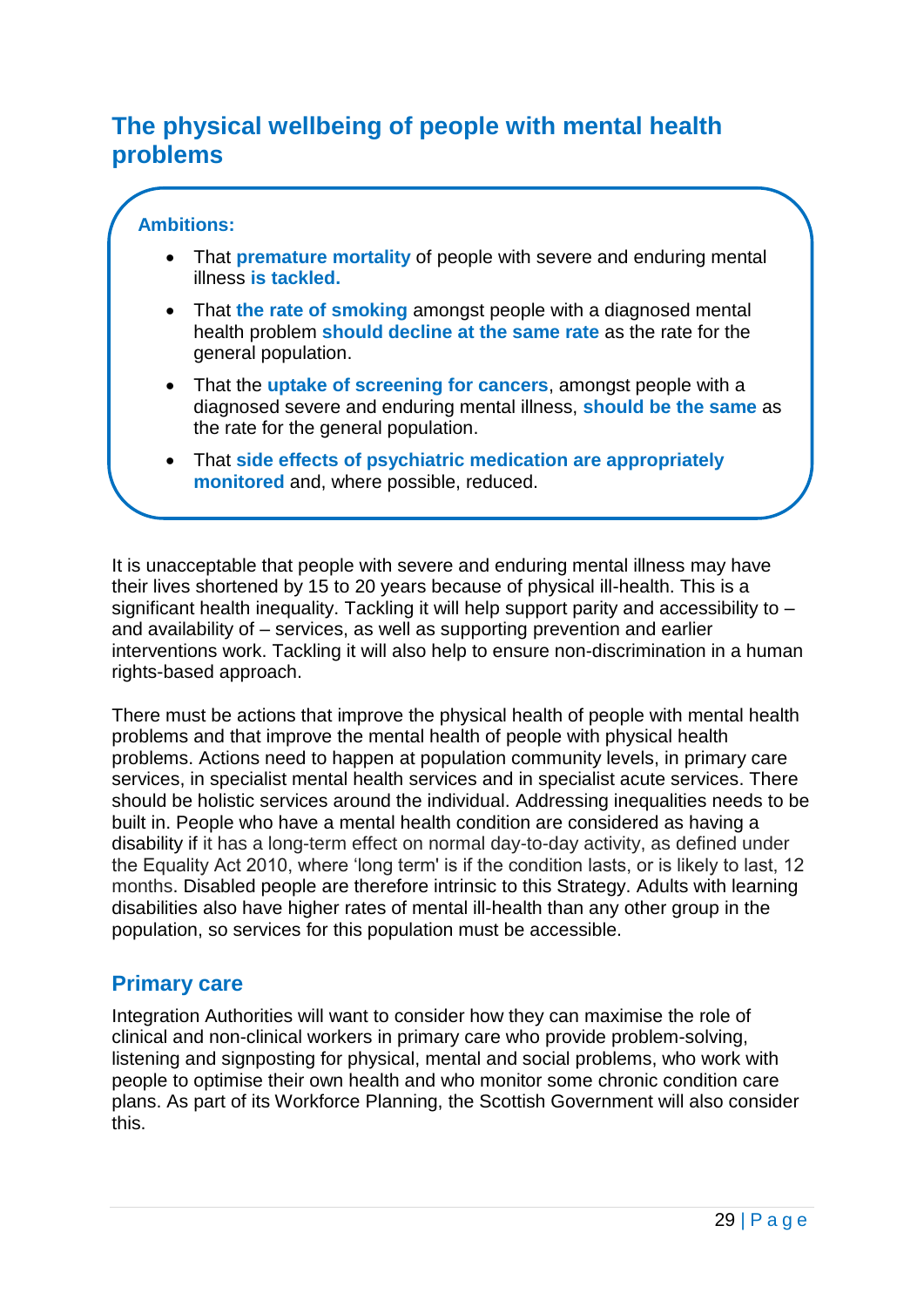## The physical wellbeing of people with mental health problems

**Ambitions:**

- That **premature mortality** of people with severe and enduring mental illness **is tackled.**
- That **the rate of smoking** amongst people with a diagnosed mental health problem **should decline at the same rate** as the rate for the general population.
- That the **uptake of screening for cancers**, amongst people with a diagnosed severe and enduring mental illness, **should be the same** as the rate for the general population.
- That **side effects of psychiatric medication are appropriately monitored** and, where possible, reduced.

It is unacceptable that people with severe and enduring mental illness may have their lives shortened by 15 to 20 years because of physical ill-health. This is a significant health inequality. Tackling it will help support parity and accessibility to – and availability of – services, as well as supporting prevention and earlier interventions work. Tackling it will also help to ensure non-discrimination in a human rights-based approach.

There must be actions that improve the physical health of people with mental health problems and that improve the mental health of people with physical health problems. Actions need to happen at population community levels, in primary care services, in specialist mental health services and in specialist acute services. There should be holistic services around the individual. Addressing inequalities needs to be built in. People who have a mental health condition are considered as having a disability if it has a long-term effect on normal day-to-day activity, as defined under the Equality Act 2010, where 'long term' is if the condition lasts, or is likely to last, 12 months. Disabled people are therefore intrinsic to this Strategy. Adults with learning disabilities also have higher rates of mental ill-health than any other group in the population, so services for this population must be accessible.

### Primary care

Integration Authorities will want to consider how they can maximise the role of clinical and non-clinical workers in primary care who provide problem-solving, listening and signposting for physical, mental and social problems, who work with people to optimise their own health and who monitor some chronic condition care plans. As part of its Workforce Planning, the Scottish Government will also consider this.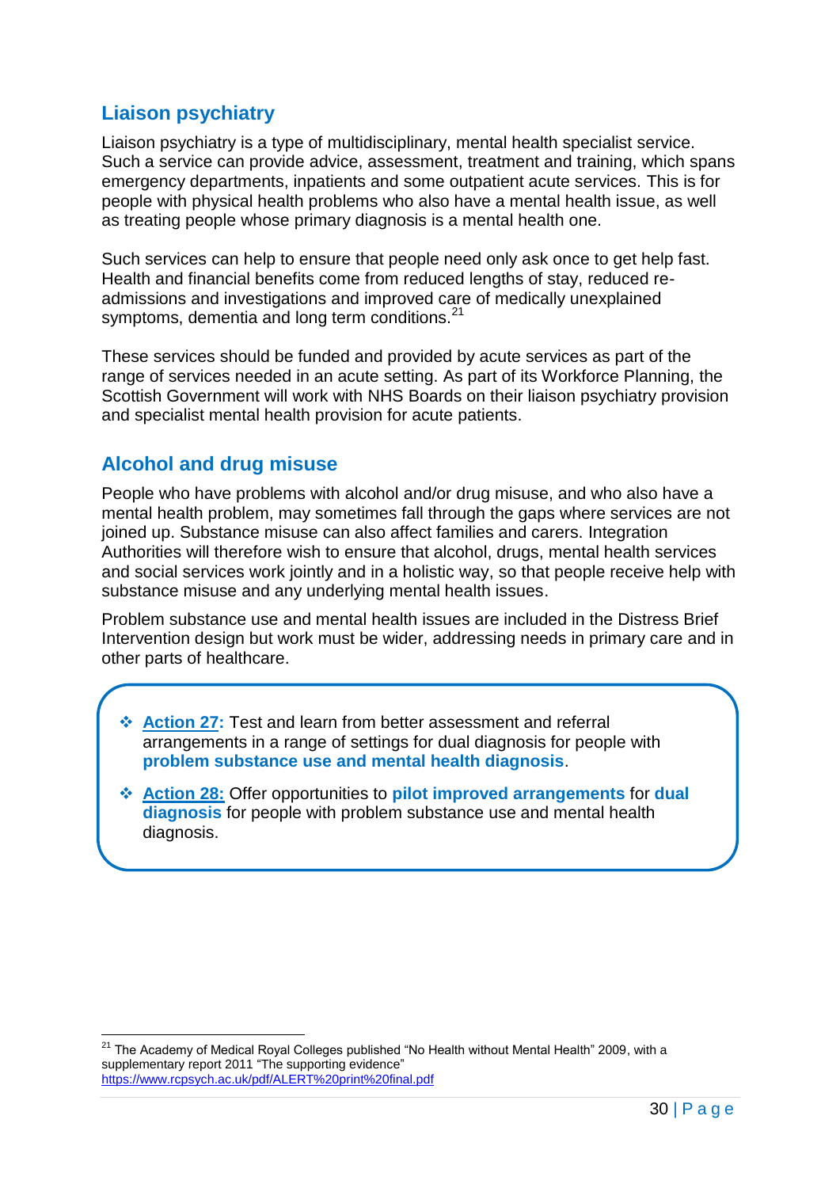## Liaison psychiatry

Liaison psychiatry is a type of multidisciplinary, mental health specialist service. Such a service can provide advice, assessment, treatment and training, which spans emergency departments, inpatients and some outpatient acute services. This is for people with physical health problems who also have a mental health issue, as well as treating people whose primary diagnosis is a mental health one.

Such services can help to ensure that people need only ask once to get help fast. Health and financial benefits come from reduced lengths of stay, reduced re-admissions and investigations and improved care of medically unexplained symptoms, dementia and long term conditions.[21]

These services should be funded and provided by acute services as part of the range of services needed in an acute setting. As part of its Workforce Planning, the Scottish Government will work with NHS Boards on their liaison psychiatry provision and specialist mental health provision for acute patients.

## Alcohol and drug misuse

People who have problems with alcohol and/or drug misuse, and who also have a mental health problem, may sometimes fall through the gaps where services are not joined up. Substance misuse can also affect families and carers. Integration Authorities will therefore wish to ensure that alcohol, drugs, mental health services and social services work jointly and in a holistic way, so that people receive help with substance misuse and any underlying mental health issues.

Problem substance use and mental health issues are included in the Distress Brief Intervention design but work must be wider, addressing needs in primary care and in other parts of healthcare.

- **Action 27:** Test and learn from better assessment and referral arrangements in a range of settings for dual diagnosis for people with **problem substance use and mental health diagnosis**.
- **Action 28:** Offer opportunities to **pilot improved arrangements** for **dual diagnosis** for people with problem substance use and mental health diagnosis.

[21] The Academy of Medical Royal Colleges published "No Health without Mental Health" 2009, with a supplementary report 2011 "The supporting evidence" https://www.rcpsych.ac.uk/pdf/ALERT%20print%20final.pdf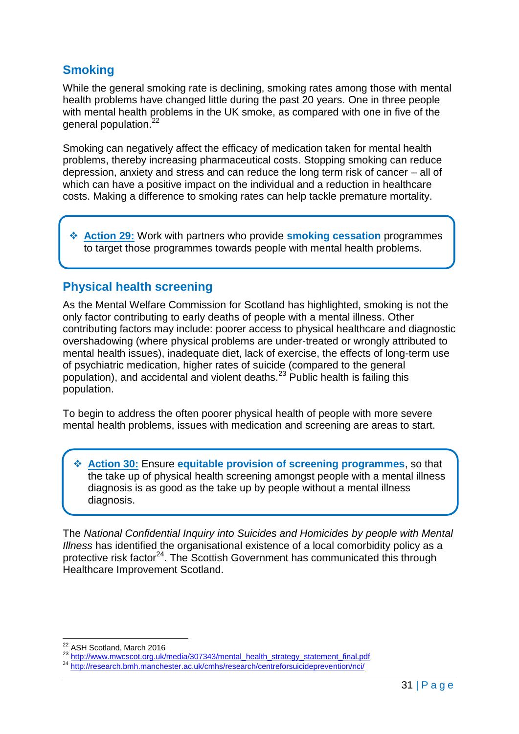## Smoking

While the general smoking rate is declining, smoking rates among those with mental health problems have changed little during the past 20 years. One in three people with mental health problems in the UK smoke, as compared with one in five of the general population.[22]

Smoking can negatively affect the efficacy of medication taken for mental health problems, thereby increasing pharmaceutical costs. Stopping smoking can reduce depression, anxiety and stress and can reduce the long term risk of cancer – all of which can have a positive impact on the individual and a reduction in healthcare costs. Making a difference to smoking rates can help tackle premature mortality.

> ❖ **Action 29:** Work with partners who provide **smoking cessation** programmes to target those programmes towards people with mental health problems.

## Physical health screening

As the Mental Welfare Commission for Scotland has highlighted, smoking is not the only factor contributing to early deaths of people with a mental illness. Other contributing factors may include: poorer access to physical healthcare and diagnostic overshadowing (where physical problems are under-treated or wrongly attributed to mental health issues), inadequate diet, lack of exercise, the effects of long-term use of psychiatric medication, higher rates of suicide (compared to the general population), and accidental and violent deaths.[23] Public health is failing this population.

To begin to address the often poorer physical health of people with more severe mental health problems, issues with medication and screening are areas to start.

> ❖ **Action 30:** Ensure **equitable provision of screening programmes**, so that the take up of physical health screening amongst people with a mental illness diagnosis is as good as the take up by people without a mental illness diagnosis.

The *National Confidential Inquiry into Suicides and Homicides by people with Mental Illness* has identified the organisational existence of a local comorbidity policy as a protective risk factor[24]. The Scottish Government has communicated this through Healthcare Improvement Scotland.

---

[22] ASH Scotland, March 2016

[23] http://www.mwcscot.org.uk/media/307343/mental_health_strategy_statement_final.pdf

[24] http://research.bmh.manchester.ac.uk/cmhs/research/centreforsuicideprevention/nci/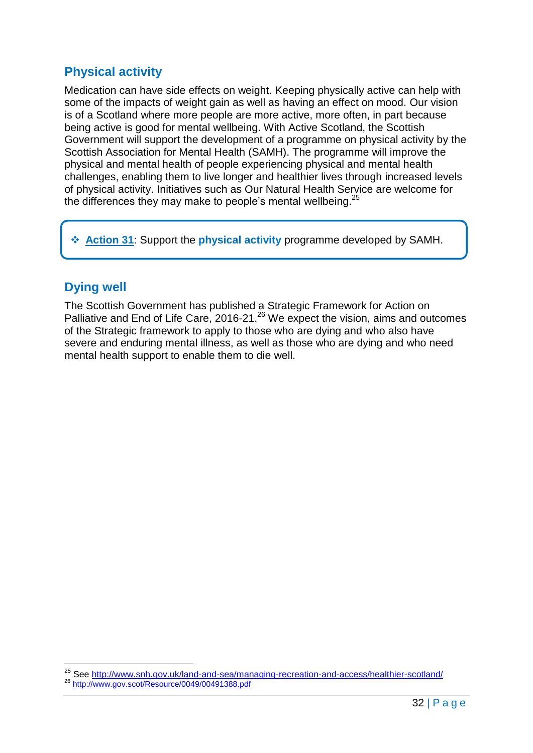## Physical activity

Medication can have side effects on weight. Keeping physically active can help with some of the impacts of weight gain as well as having an effect on mood. Our vision is of a Scotland where more people are more active, more often, in part because being active is good for mental wellbeing. With Active Scotland, the Scottish Government will support the development of a programme on physical activity by the Scottish Association for Mental Health (SAMH). The programme will improve the physical and mental health of people experiencing physical and mental health challenges, enabling them to live longer and healthier lives through increased levels of physical activity. Initiatives such as Our Natural Health Service are welcome for the differences they may make to people's mental wellbeing.[25]

> ❖ **Action 31**: Support the **physical activity** programme developed by SAMH.

## Dying well

The Scottish Government has published a Strategic Framework for Action on Palliative and End of Life Care, 2016-21.[26] We expect the vision, aims and outcomes of the Strategic framework to apply to those who are dying and who also have severe and enduring mental illness, as well as those who are dying and who need mental health support to enable them to die well.

---

[25] See http://www.snh.gov.uk/land-and-sea/managing-recreation-and-access/healthier-scotland/

[26] http://www.gov.scot/Resource/0049/00491388.pdf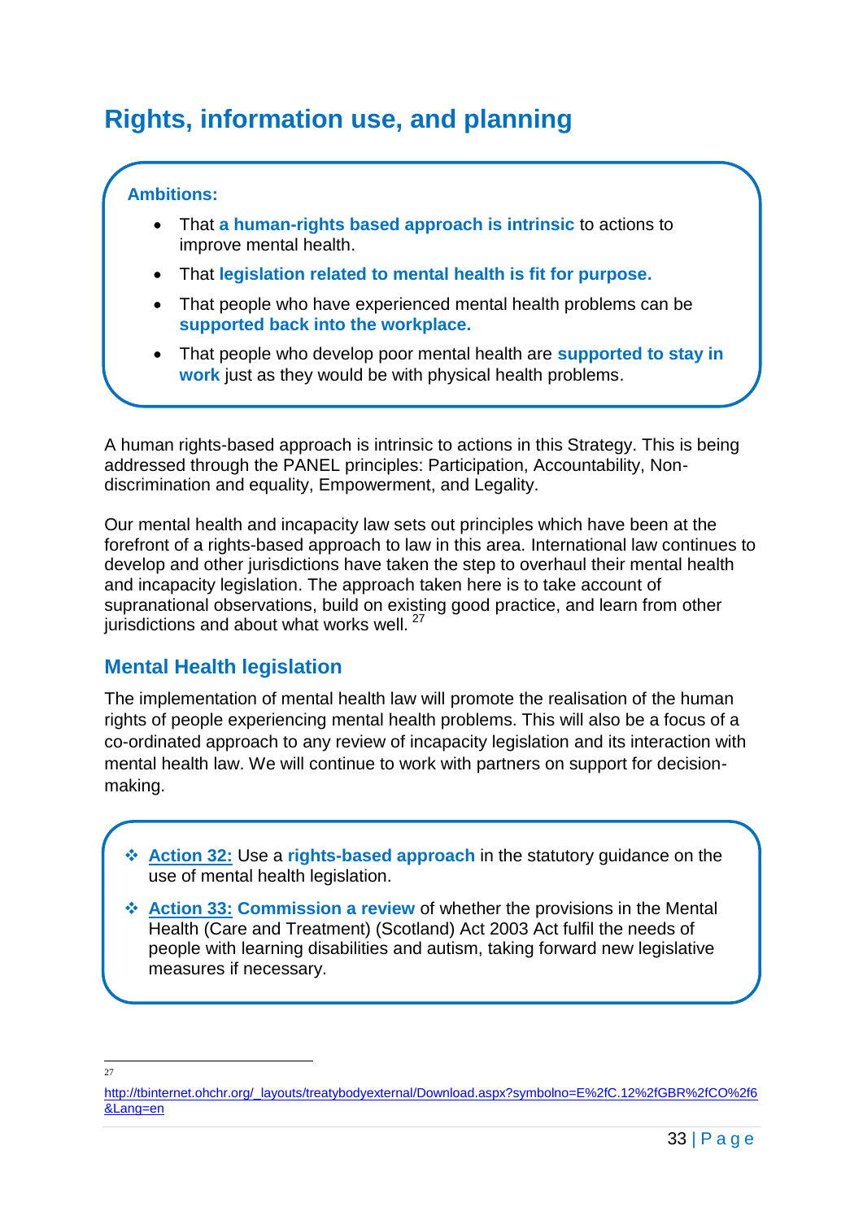# Rights, information use, and planning

**Ambitions:**

- That **a human-rights based approach is intrinsic** to actions to improve mental health.
- That **legislation related to mental health is fit for purpose.**
- That people who have experienced mental health problems can be **supported back into the workplace.**
- That people who develop poor mental health are **supported to stay in work** just as they would be with physical health problems.

A human rights-based approach is intrinsic to actions in this Strategy. This is being addressed through the PANEL principles: Participation, Accountability, Non-discrimination and equality, Empowerment, and Legality.

Our mental health and incapacity law sets out principles which have been at the forefront of a rights-based approach to law in this area. International law continues to develop and other jurisdictions have taken the step to overhaul their mental health and incapacity legislation. The approach taken here is to take account of supranational observations, build on existing good practice, and learn from other jurisdictions and about what works well. [27]

## Mental Health legislation

The implementation of mental health law will promote the realisation of the human rights of people experiencing mental health problems. This will also be a focus of a co-ordinated approach to any review of incapacity legislation and its interaction with mental health law. We will continue to work with partners on support for decision-making.

- **Action 32:** Use a **rights-based approach** in the statutory guidance on the use of mental health legislation.
- **Action 33: Commission a review** of whether the provisions in the Mental Health (Care and Treatment) (Scotland) Act 2003 Act fulfil the needs of people with learning disabilities and autism, taking forward new legislative measures if necessary.

---

27 http://tbinternet.ohchr.org/_layouts/treatybodyexternal/Download.aspx?symbolno=E%2fC.12%2fGBR%2fCO%2f6&Lang=en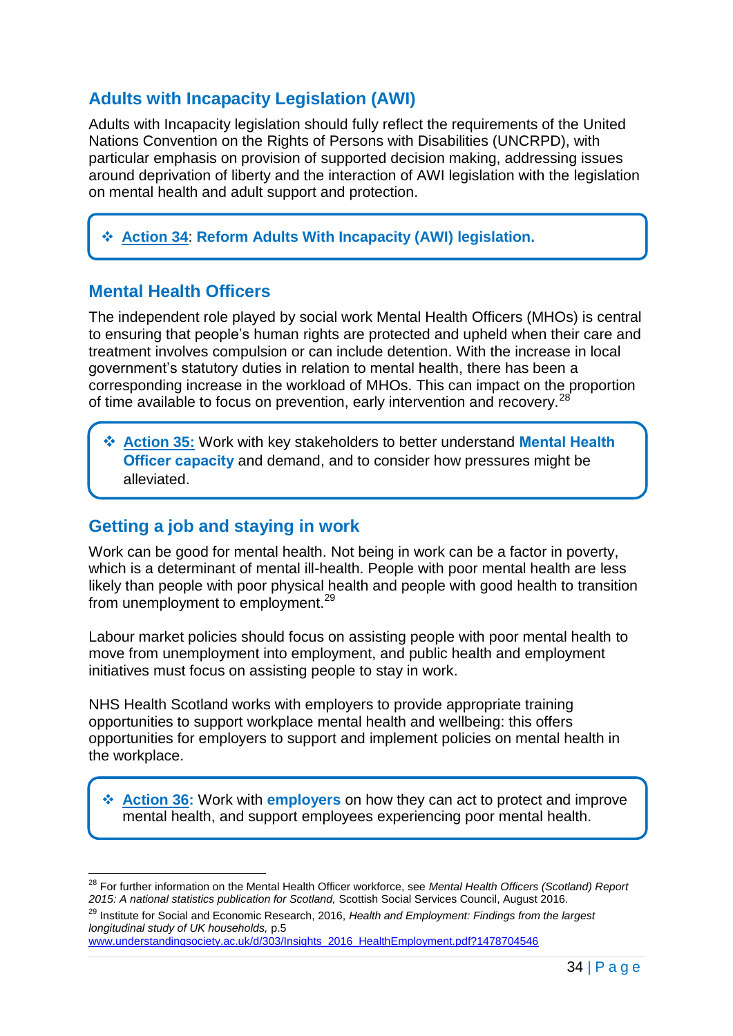## Adults with Incapacity Legislation (AWI)

Adults with Incapacity legislation should fully reflect the requirements of the United Nations Convention on the Rights of Persons with Disabilities (UNCRPD), with particular emphasis on provision of supported decision making, addressing issues around deprivation of liberty and the interaction of AWI legislation with the legislation on mental health and adult support and protection.

> ❖ **Action 34**: **Reform Adults With Incapacity (AWI) legislation.**

## Mental Health Officers

The independent role played by social work Mental Health Officers (MHOs) is central to ensuring that people's human rights are protected and upheld when their care and treatment involves compulsion or can include detention. With the increase in local government's statutory duties in relation to mental health, there has been a corresponding increase in the workload of MHOs. This can impact on the proportion of time available to focus on prevention, early intervention and recovery.[28]

> ❖ **Action 35:** Work with key stakeholders to better understand **Mental Health Officer capacity** and demand, and to consider how pressures might be alleviated.

## Getting a job and staying in work

Work can be good for mental health. Not being in work can be a factor in poverty, which is a determinant of mental ill-health. People with poor mental health are less likely than people with poor physical health and people with good health to transition from unemployment to employment.[29]

Labour market policies should focus on assisting people with poor mental health to move from unemployment into employment, and public health and employment initiatives must focus on assisting people to stay in work.

NHS Health Scotland works with employers to provide appropriate training opportunities to support workplace mental health and wellbeing: this offers opportunities for employers to support and implement policies on mental health in the workplace.

> ❖ **Action 36:** Work with **employers** on how they can act to protect and improve mental health, and support employees experiencing poor mental health.

---

[28] For further information on the Mental Health Officer workforce, see *Mental Health Officers (Scotland) Report 2015: A national statistics publication for Scotland,* Scottish Social Services Council, August 2016.

[29] Institute for Social and Economic Research, 2016, *Health and Employment: Findings from the largest longitudinal study of UK households,* p.5 www.understandingsociety.ac.uk/d/303/Insights_2016_HealthEmployment.pdf?1478704546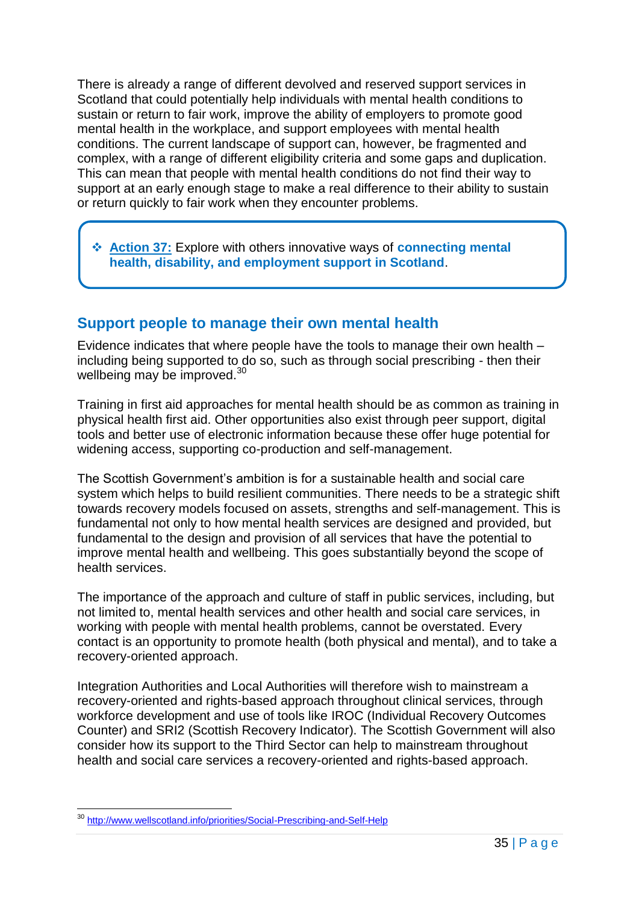There is already a range of different devolved and reserved support services in Scotland that could potentially help individuals with mental health conditions to sustain or return to fair work, improve the ability of employers to promote good mental health in the workplace, and support employees with mental health conditions. The current landscape of support can, however, be fragmented and complex, with a range of different eligibility criteria and some gaps and duplication. This can mean that people with mental health conditions do not find their way to support at an early enough stage to make a real difference to their ability to sustain or return quickly to fair work when they encounter problems.

- **Action 37:** Explore with others innovative ways of **connecting mental health, disability, and employment support in Scotland**.

## Support people to manage their own mental health

Evidence indicates that where people have the tools to manage their own health – including being supported to do so, such as through social prescribing - then their wellbeing may be improved.[30]

Training in first aid approaches for mental health should be as common as training in physical health first aid. Other opportunities also exist through peer support, digital tools and better use of electronic information because these offer huge potential for widening access, supporting co-production and self-management.

The Scottish Government's ambition is for a sustainable health and social care system which helps to build resilient communities. There needs to be a strategic shift towards recovery models focused on assets, strengths and self-management. This is fundamental not only to how mental health services are designed and provided, but fundamental to the design and provision of all services that have the potential to improve mental health and wellbeing. This goes substantially beyond the scope of health services.

The importance of the approach and culture of staff in public services, including, but not limited to, mental health services and other health and social care services, in working with people with mental health problems, cannot be overstated. Every contact is an opportunity to promote health (both physical and mental), and to take a recovery-oriented approach.

Integration Authorities and Local Authorities will therefore wish to mainstream a recovery-oriented and rights-based approach throughout clinical services, through workforce development and use of tools like IROC (Individual Recovery Outcomes Counter) and SRI2 (Scottish Recovery Indicator). The Scottish Government will also consider how its support to the Third Sector can help to mainstream throughout health and social care services a recovery-oriented and rights-based approach.

[30] http://www.wellscotland.info/priorities/Social-Prescribing-and-Self-Help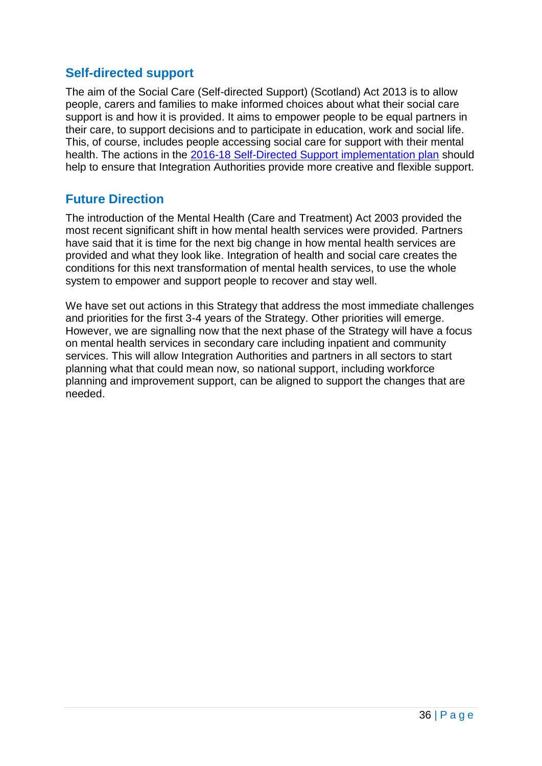## Self-directed support

The aim of the Social Care (Self-directed Support) (Scotland) Act 2013 is to allow people, carers and families to make informed choices about what their social care support is and how it is provided. It aims to empower people to be equal partners in their care, to support decisions and to participate in education, work and social life. This, of course, includes people accessing social care for support with their mental health. The actions in the 2016-18 Self-Directed Support implementation plan should help to ensure that Integration Authorities provide more creative and flexible support.

## Future Direction

The introduction of the Mental Health (Care and Treatment) Act 2003 provided the most recent significant shift in how mental health services were provided. Partners have said that it is time for the next big change in how mental health services are provided and what they look like. Integration of health and social care creates the conditions for this next transformation of mental health services, to use the whole system to empower and support people to recover and stay well.

We have set out actions in this Strategy that address the most immediate challenges and priorities for the first 3-4 years of the Strategy. Other priorities will emerge. However, we are signalling now that the next phase of the Strategy will have a focus on mental health services in secondary care including inpatient and community services. This will allow Integration Authorities and partners in all sectors to start planning what that could mean now, so national support, including workforce planning and improvement support, can be aligned to support the changes that are needed.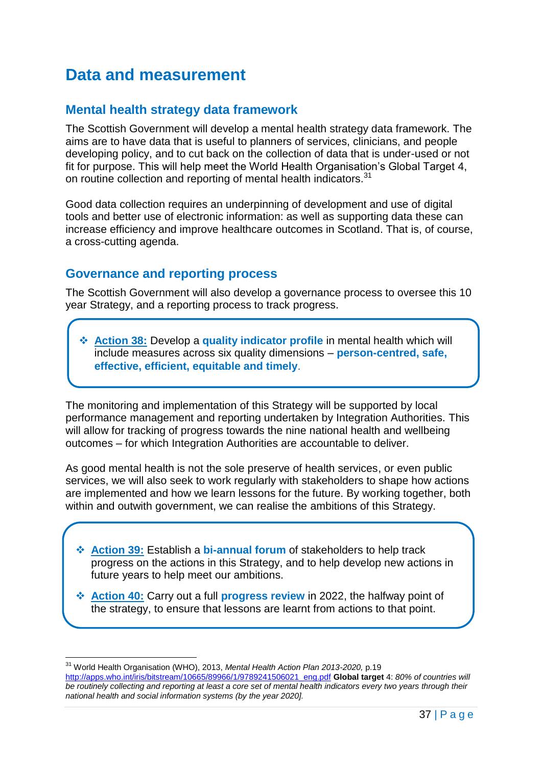# Data and measurement

## Mental health strategy data framework

The Scottish Government will develop a mental health strategy data framework. The aims are to have data that is useful to planners of services, clinicians, and people developing policy, and to cut back on the collection of data that is under-used or not fit for purpose. This will help meet the World Health Organisation's Global Target 4, on routine collection and reporting of mental health indicators.[31]

Good data collection requires an underpinning of development and use of digital tools and better use of electronic information: as well as supporting data these can increase efficiency and improve healthcare outcomes in Scotland. That is, of course, a cross-cutting agenda.

## Governance and reporting process

The Scottish Government will also develop a governance process to oversee this 10 year Strategy, and a reporting process to track progress.

- **Action 38:** Develop a **quality indicator profile** in mental health which will include measures across six quality dimensions – **person-centred, safe, effective, efficient, equitable and timely**.

The monitoring and implementation of this Strategy will be supported by local performance management and reporting undertaken by Integration Authorities. This will allow for tracking of progress towards the nine national health and wellbeing outcomes – for which Integration Authorities are accountable to deliver.

As good mental health is not the sole preserve of health services, or even public services, we will also seek to work regularly with stakeholders to shape how actions are implemented and how we learn lessons for the future. By working together, both within and outwith government, we can realise the ambitions of this Strategy.

- **Action 39:** Establish a **bi-annual forum** of stakeholders to help track progress on the actions in this Strategy, and to help develop new actions in future years to help meet our ambitions.
- **Action 40:** Carry out a full **progress review** in 2022, the halfway point of the strategy, to ensure that lessons are learnt from actions to that point.

---

[31] World Health Organisation (WHO), 2013, *Mental Health Action Plan 2013-2020,* p.19 http://apps.who.int/iris/bitstream/10665/89966/1/9789241506021_eng.pdf **Global target** 4: *80% of countries will be routinely collecting and reporting at least a core set of mental health indicators every two years through their national health and social information systems (by the year 2020].*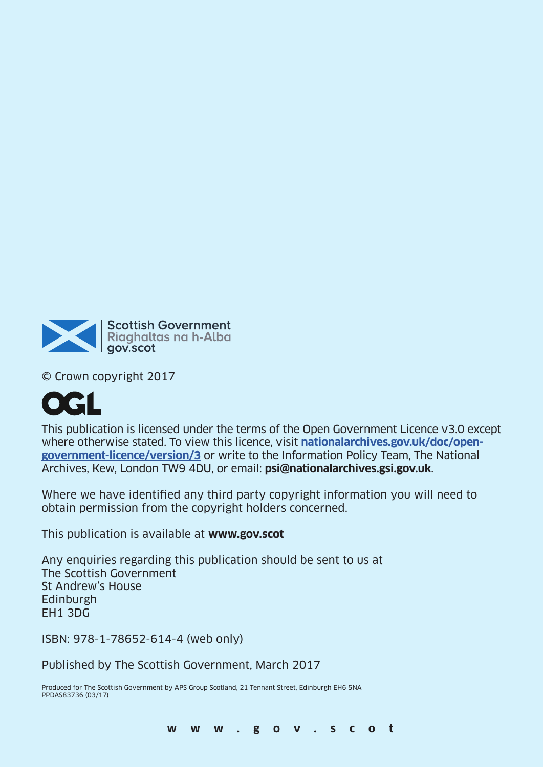Scottish Government
Riaghaltas na h-Alba
gov.scot

© Crown copyright 2017

OGL

This publication is licensed under the terms of the Open Government Licence v3.0 except where otherwise stated. To view this licence, visit **nationalarchives.gov.uk/doc/open-government-licence/version/3** or write to the Information Policy Team, The National Archives, Kew, London TW9 4DU, or email: **psi@nationalarchives.gsi.gov.uk**.

Where we have identified any third party copyright information you will need to obtain permission from the copyright holders concerned.

This publication is available at **www.gov.scot**

Any enquiries regarding this publication should be sent to us at
The Scottish Government
St Andrew's House
Edinburgh
EH1 3DG

ISBN: 978-1-78652-614-4 (web only)

Published by The Scottish Government, March 2017

Produced for The Scottish Government by APS Group Scotland, 21 Tennant Street, Edinburgh EH6 5NA
PPDAS83736 (03/17)

**w w w . g o v . s c o t**